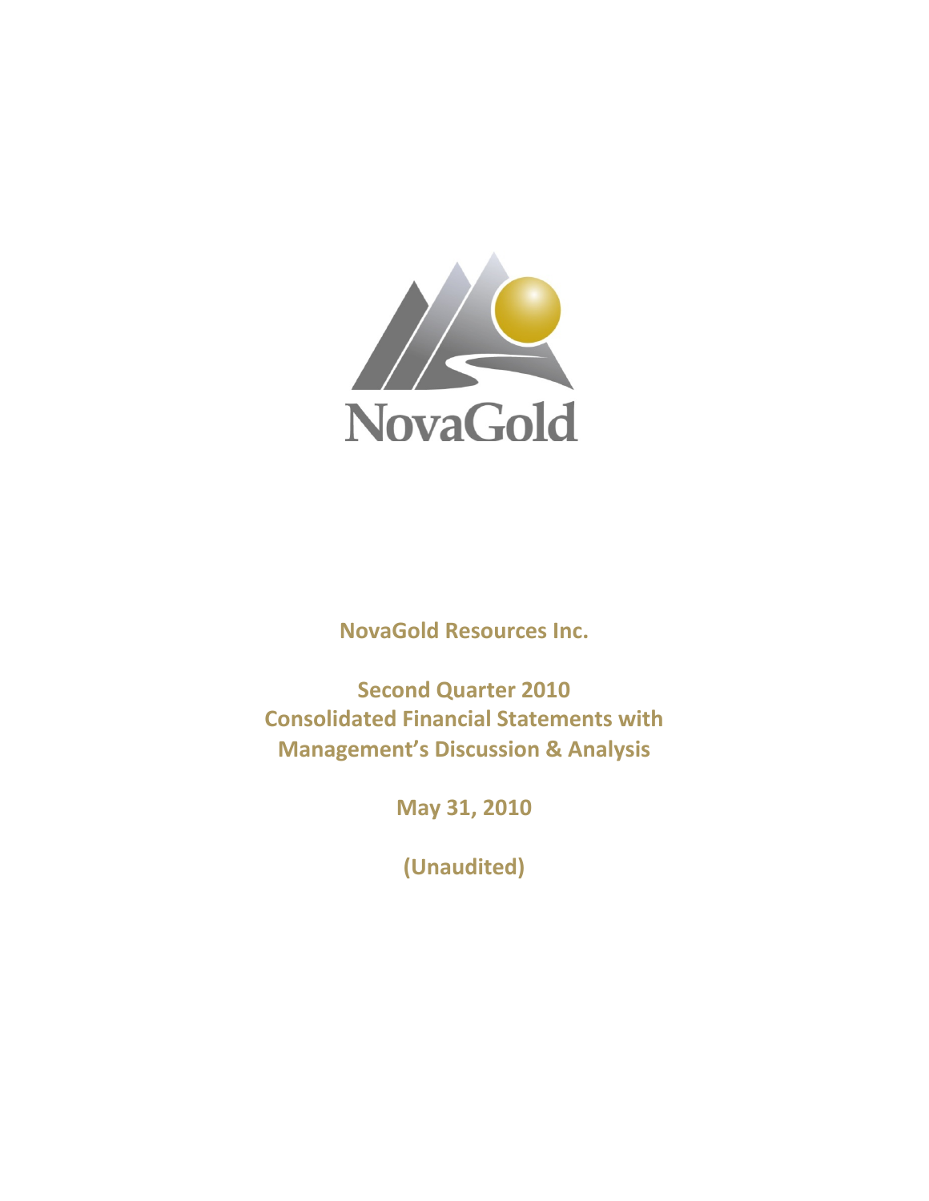NovaGold

**NovaGold Resources Inc.**

**Second Quarter 2010**
**Consolidated Financial Statements with**
**Management's Discussion & Analysis**

**May 31, 2010**

**(Unaudited)**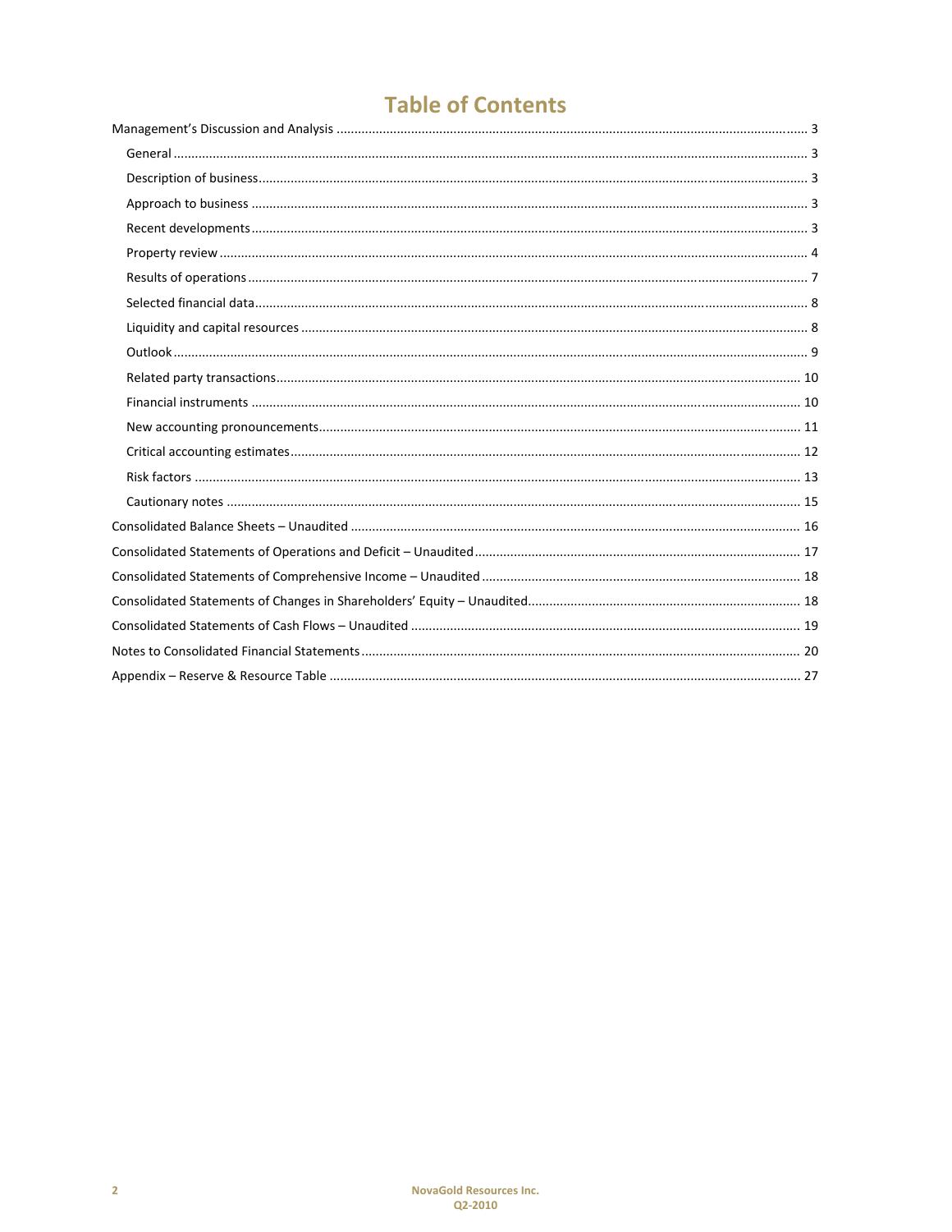# Table of Contents

- Management's Discussion and Analysis ..... 3
  - General ..... 3
  - Description of business ..... 3
  - Approach to business ..... 3
  - Recent developments ..... 3
  - Property review ..... 4
  - Results of operations ..... 7
  - Selected financial data ..... 8
  - Liquidity and capital resources ..... 8
  - Outlook ..... 9
  - Related party transactions ..... 10
  - Financial instruments ..... 10
  - New accounting pronouncements ..... 11
  - Critical accounting estimates ..... 12
  - Risk factors ..... 13
  - Cautionary notes ..... 15
- Consolidated Balance Sheets – Unaudited ..... 16
- Consolidated Statements of Operations and Deficit – Unaudited ..... 17
- Consolidated Statements of Comprehensive Income – Unaudited ..... 18
- Consolidated Statements of Changes in Shareholders' Equity – Unaudited ..... 18
- Consolidated Statements of Cash Flows – Unaudited ..... 19
- Notes to Consolidated Financial Statements ..... 20
- Appendix – Reserve & Resource Table ..... 27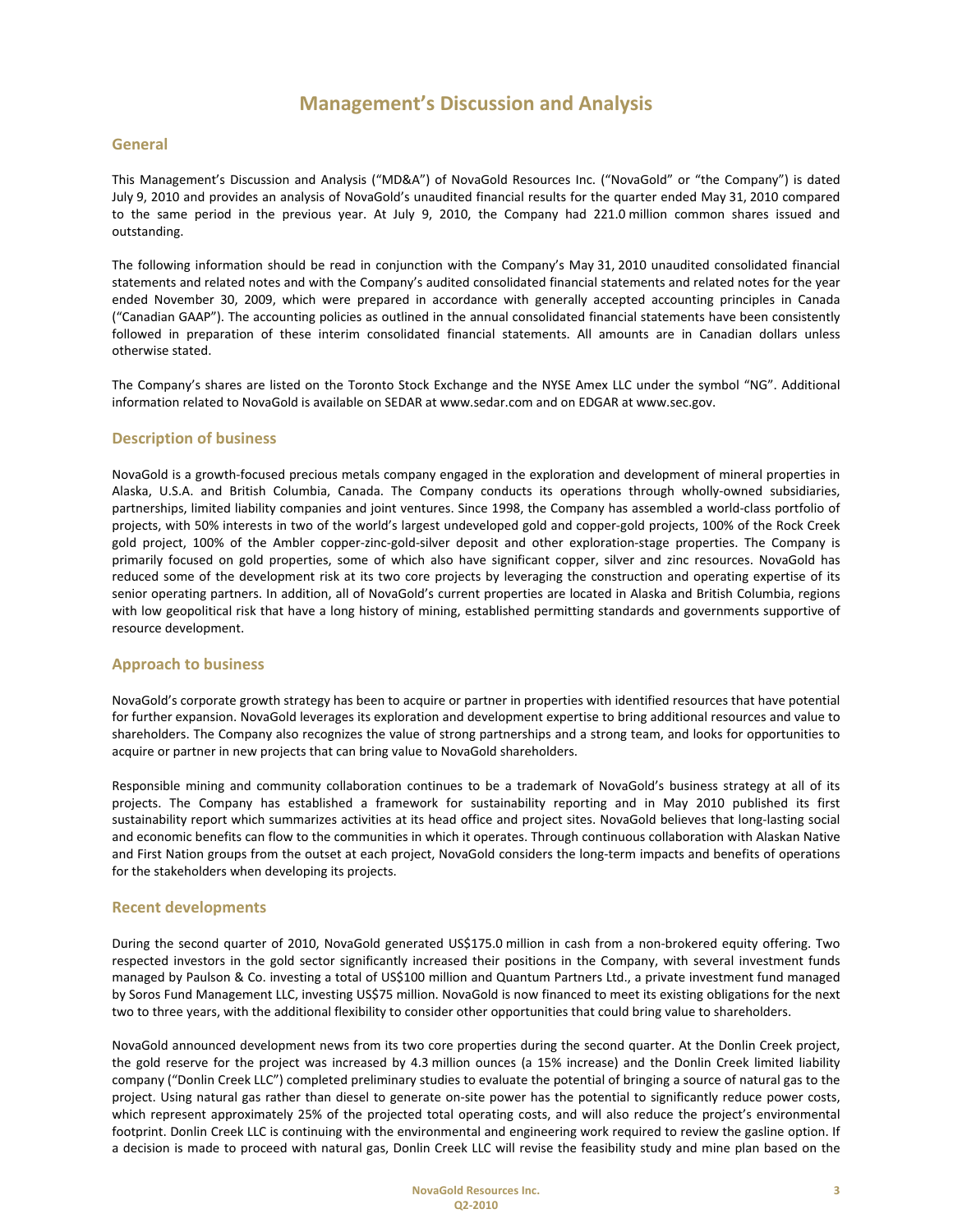# Management's Discussion and Analysis

## General

This Management's Discussion and Analysis ("MD&A") of NovaGold Resources Inc. ("NovaGold" or "the Company") is dated July 9, 2010 and provides an analysis of NovaGold's unaudited financial results for the quarter ended May 31, 2010 compared to the same period in the previous year. At July 9, 2010, the Company had 221.0 million common shares issued and outstanding.

The following information should be read in conjunction with the Company's May 31, 2010 unaudited consolidated financial statements and related notes and with the Company's audited consolidated financial statements and related notes for the year ended November 30, 2009, which were prepared in accordance with generally accepted accounting principles in Canada ("Canadian GAAP"). The accounting policies as outlined in the annual consolidated financial statements have been consistently followed in preparation of these interim consolidated financial statements. All amounts are in Canadian dollars unless otherwise stated.

The Company's shares are listed on the Toronto Stock Exchange and the NYSE Amex LLC under the symbol "NG". Additional information related to NovaGold is available on SEDAR at www.sedar.com and on EDGAR at www.sec.gov.

## Description of business

NovaGold is a growth-focused precious metals company engaged in the exploration and development of mineral properties in Alaska, U.S.A. and British Columbia, Canada. The Company conducts its operations through wholly-owned subsidiaries, partnerships, limited liability companies and joint ventures. Since 1998, the Company has assembled a world-class portfolio of projects, with 50% interests in two of the world's largest undeveloped gold and copper-gold projects, 100% of the Rock Creek gold project, 100% of the Ambler copper-zinc-gold-silver deposit and other exploration-stage properties. The Company is primarily focused on gold properties, some of which also have significant copper, silver and zinc resources. NovaGold has reduced some of the development risk at its two core projects by leveraging the construction and operating expertise of its senior operating partners. In addition, all of NovaGold's current properties are located in Alaska and British Columbia, regions with low geopolitical risk that have a long history of mining, established permitting standards and governments supportive of resource development.

## Approach to business

NovaGold's corporate growth strategy has been to acquire or partner in properties with identified resources that have potential for further expansion. NovaGold leverages its exploration and development expertise to bring additional resources and value to shareholders. The Company also recognizes the value of strong partnerships and a strong team, and looks for opportunities to acquire or partner in new projects that can bring value to NovaGold shareholders.

Responsible mining and community collaboration continues to be a trademark of NovaGold's business strategy at all of its projects. The Company has established a framework for sustainability reporting and in May 2010 published its first sustainability report which summarizes activities at its head office and project sites. NovaGold believes that long-lasting social and economic benefits can flow to the communities in which it operates. Through continuous collaboration with Alaskan Native and First Nation groups from the outset at each project, NovaGold considers the long-term impacts and benefits of operations for the stakeholders when developing its projects.

## Recent developments

During the second quarter of 2010, NovaGold generated US$175.0 million in cash from a non-brokered equity offering. Two respected investors in the gold sector significantly increased their positions in the Company, with several investment funds managed by Paulson & Co. investing a total of US$100 million and Quantum Partners Ltd., a private investment fund managed by Soros Fund Management LLC, investing US$75 million. NovaGold is now financed to meet its existing obligations for the next two to three years, with the additional flexibility to consider other opportunities that could bring value to shareholders.

NovaGold announced development news from its two core properties during the second quarter. At the Donlin Creek project, the gold reserve for the project was increased by 4.3 million ounces (a 15% increase) and the Donlin Creek limited liability company ("Donlin Creek LLC") completed preliminary studies to evaluate the potential of bringing a source of natural gas to the project. Using natural gas rather than diesel to generate on-site power has the potential to significantly reduce power costs, which represent approximately 25% of the projected total operating costs, and will also reduce the project's environmental footprint. Donlin Creek LLC is continuing with the environmental and engineering work required to review the gasline option. If a decision is made to proceed with natural gas, Donlin Creek LLC will revise the feasibility study and mine plan based on the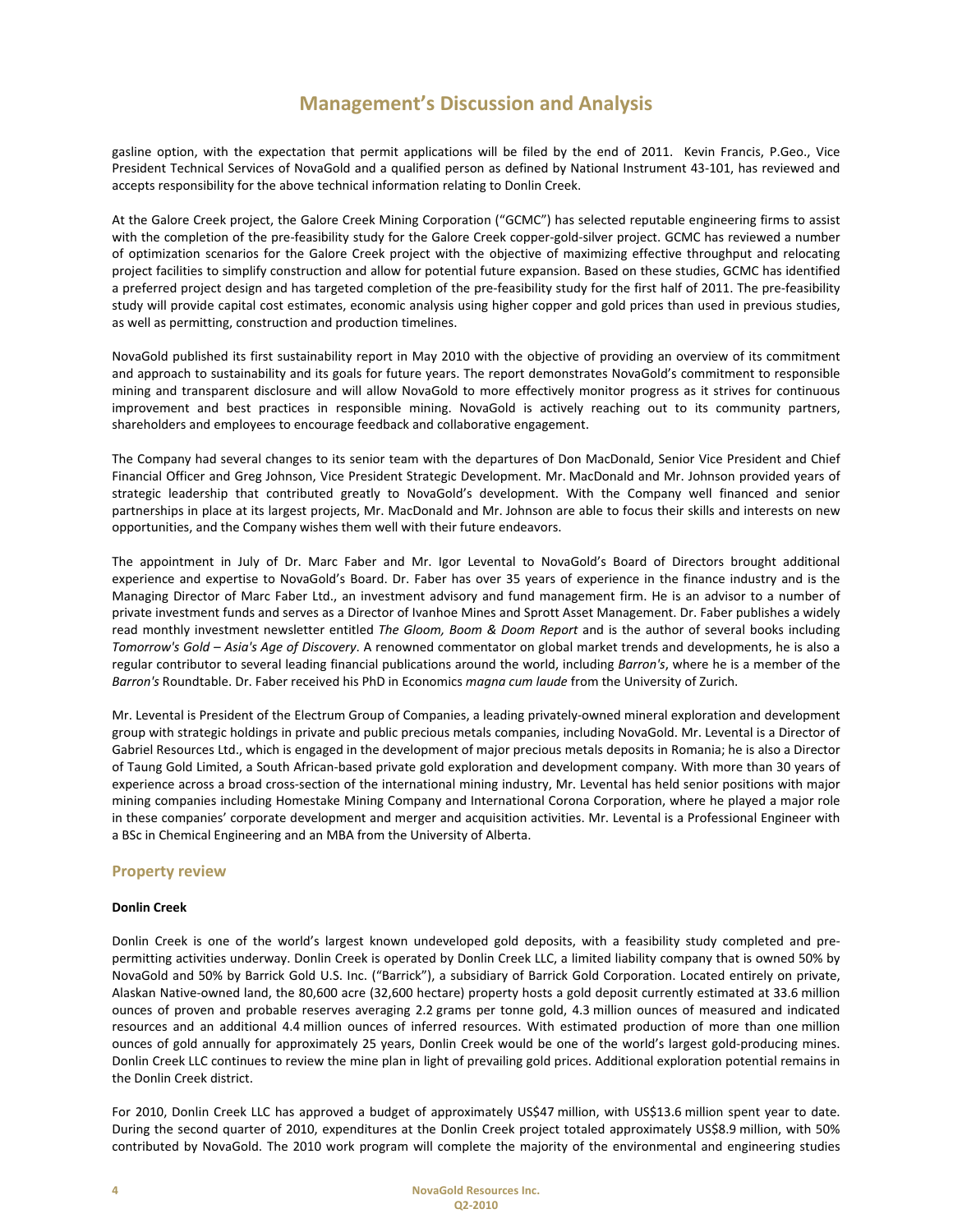gasline option, with the expectation that permit applications will be filed by the end of 2011. Kevin Francis, P.Geo., Vice President Technical Services of NovaGold and a qualified person as defined by National Instrument 43-101, has reviewed and accepts responsibility for the above technical information relating to Donlin Creek.

At the Galore Creek project, the Galore Creek Mining Corporation ("GCMC") has selected reputable engineering firms to assist with the completion of the pre-feasibility study for the Galore Creek copper-gold-silver project. GCMC has reviewed a number of optimization scenarios for the Galore Creek project with the objective of maximizing effective throughput and relocating project facilities to simplify construction and allow for potential future expansion. Based on these studies, GCMC has identified a preferred project design and has targeted completion of the pre-feasibility study for the first half of 2011. The pre-feasibility study will provide capital cost estimates, economic analysis using higher copper and gold prices than used in previous studies, as well as permitting, construction and production timelines.

NovaGold published its first sustainability report in May 2010 with the objective of providing an overview of its commitment and approach to sustainability and its goals for future years. The report demonstrates NovaGold's commitment to responsible mining and transparent disclosure and will allow NovaGold to more effectively monitor progress as it strives for continuous improvement and best practices in responsible mining. NovaGold is actively reaching out to its community partners, shareholders and employees to encourage feedback and collaborative engagement.

The Company had several changes to its senior team with the departures of Don MacDonald, Senior Vice President and Chief Financial Officer and Greg Johnson, Vice President Strategic Development. Mr. MacDonald and Mr. Johnson provided years of strategic leadership that contributed greatly to NovaGold's development. With the Company well financed and senior partnerships in place at its largest projects, Mr. MacDonald and Mr. Johnson are able to focus their skills and interests on new opportunities, and the Company wishes them well with their future endeavors.

The appointment in July of Dr. Marc Faber and Mr. Igor Levental to NovaGold's Board of Directors brought additional experience and expertise to NovaGold's Board. Dr. Faber has over 35 years of experience in the finance industry and is the Managing Director of Marc Faber Ltd., an investment advisory and fund management firm. He is an advisor to a number of private investment funds and serves as a Director of Ivanhoe Mines and Sprott Asset Management. Dr. Faber publishes a widely read monthly investment newsletter entitled *The Gloom, Boom & Doom Report* and is the author of several books including *Tomorrow's Gold – Asia's Age of Discovery*. A renowned commentator on global market trends and developments, he is also a regular contributor to several leading financial publications around the world, including *Barron's*, where he is a member of the *Barron's* Roundtable. Dr. Faber received his PhD in Economics *magna cum laude* from the University of Zurich.

Mr. Levental is President of the Electrum Group of Companies, a leading privately-owned mineral exploration and development group with strategic holdings in private and public precious metals companies, including NovaGold. Mr. Levental is a Director of Gabriel Resources Ltd., which is engaged in the development of major precious metals deposits in Romania; he is also a Director of Taung Gold Limited, a South African-based private gold exploration and development company. With more than 30 years of experience across a broad cross-section of the international mining industry, Mr. Levental has held senior positions with major mining companies including Homestake Mining Company and International Corona Corporation, where he played a major role in these companies' corporate development and merger and acquisition activities. Mr. Levental is a Professional Engineer with a BSc in Chemical Engineering and an MBA from the University of Alberta.

## Property review

**Donlin Creek**

Donlin Creek is one of the world's largest known undeveloped gold deposits, with a feasibility study completed and pre-permitting activities underway. Donlin Creek is operated by Donlin Creek LLC, a limited liability company that is owned 50% by NovaGold and 50% by Barrick Gold U.S. Inc. ("Barrick"), a subsidiary of Barrick Gold Corporation. Located entirely on private, Alaskan Native-owned land, the 80,600 acre (32,600 hectare) property hosts a gold deposit currently estimated at 33.6 million ounces of proven and probable reserves averaging 2.2 grams per tonne gold, 4.3 million ounces of measured and indicated resources and an additional 4.4 million ounces of inferred resources. With estimated production of more than one million ounces of gold annually for approximately 25 years, Donlin Creek would be one of the world's largest gold-producing mines. Donlin Creek LLC continues to review the mine plan in light of prevailing gold prices. Additional exploration potential remains in the Donlin Creek district.

For 2010, Donlin Creek LLC has approved a budget of approximately US$47 million, with US$13.6 million spent year to date. During the second quarter of 2010, expenditures at the Donlin Creek project totaled approximately US$8.9 million, with 50% contributed by NovaGold. The 2010 work program will complete the majority of the environmental and engineering studies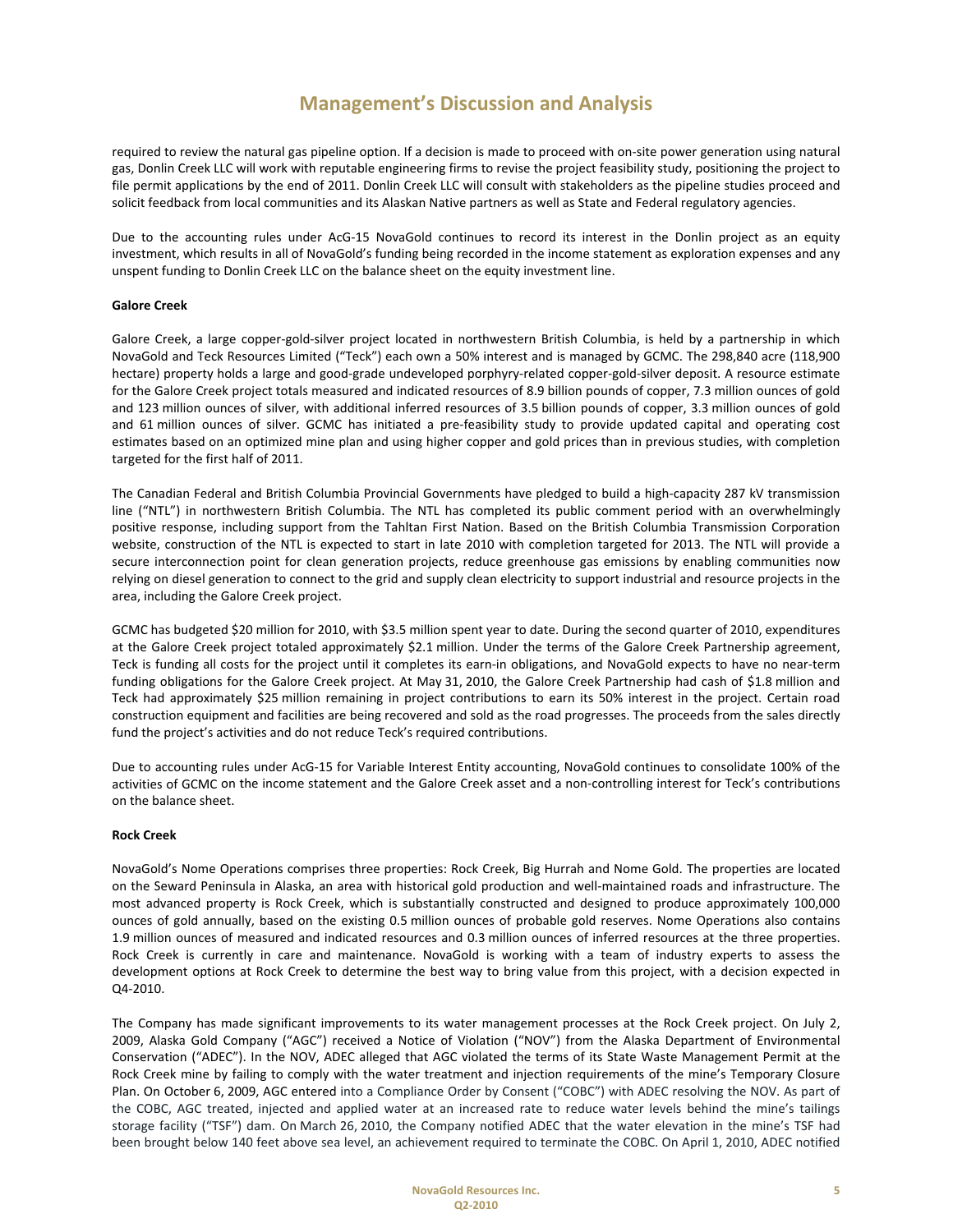required to review the natural gas pipeline option. If a decision is made to proceed with on-site power generation using natural gas, Donlin Creek LLC will work with reputable engineering firms to revise the project feasibility study, positioning the project to file permit applications by the end of 2011. Donlin Creek LLC will consult with stakeholders as the pipeline studies proceed and solicit feedback from local communities and its Alaskan Native partners as well as State and Federal regulatory agencies.

Due to the accounting rules under AcG-15 NovaGold continues to record its interest in the Donlin project as an equity investment, which results in all of NovaGold's funding being recorded in the income statement as exploration expenses and any unspent funding to Donlin Creek LLC on the balance sheet on the equity investment line.

**Galore Creek**

Galore Creek, a large copper-gold-silver project located in northwestern British Columbia, is held by a partnership in which NovaGold and Teck Resources Limited ("Teck") each own a 50% interest and is managed by GCMC. The 298,840 acre (118,900 hectare) property holds a large and good-grade undeveloped porphyry-related copper-gold-silver deposit. A resource estimate for the Galore Creek project totals measured and indicated resources of 8.9 billion pounds of copper, 7.3 million ounces of gold and 123 million ounces of silver, with additional inferred resources of 3.5 billion pounds of copper, 3.3 million ounces of gold and 61 million ounces of silver. GCMC has initiated a pre-feasibility study to provide updated capital and operating cost estimates based on an optimized mine plan and using higher copper and gold prices than in previous studies, with completion targeted for the first half of 2011.

The Canadian Federal and British Columbia Provincial Governments have pledged to build a high-capacity 287 kV transmission line ("NTL") in northwestern British Columbia. The NTL has completed its public comment period with an overwhelmingly positive response, including support from the Tahltan First Nation. Based on the British Columbia Transmission Corporation website, construction of the NTL is expected to start in late 2010 with completion targeted for 2013. The NTL will provide a secure interconnection point for clean generation projects, reduce greenhouse gas emissions by enabling communities now relying on diesel generation to connect to the grid and supply clean electricity to support industrial and resource projects in the area, including the Galore Creek project.

GCMC has budgeted $20 million for 2010, with $3.5 million spent year to date. During the second quarter of 2010, expenditures at the Galore Creek project totaled approximately $2.1 million. Under the terms of the Galore Creek Partnership agreement, Teck is funding all costs for the project until it completes its earn-in obligations, and NovaGold expects to have no near-term funding obligations for the Galore Creek project. At May 31, 2010, the Galore Creek Partnership had cash of $1.8 million and Teck had approximately $25 million remaining in project contributions to earn its 50% interest in the project. Certain road construction equipment and facilities are being recovered and sold as the road progresses. The proceeds from the sales directly fund the project's activities and do not reduce Teck's required contributions.

Due to accounting rules under AcG-15 for Variable Interest Entity accounting, NovaGold continues to consolidate 100% of the activities of GCMC on the income statement and the Galore Creek asset and a non-controlling interest for Teck's contributions on the balance sheet.

**Rock Creek**

NovaGold's Nome Operations comprises three properties: Rock Creek, Big Hurrah and Nome Gold. The properties are located on the Seward Peninsula in Alaska, an area with historical gold production and well-maintained roads and infrastructure. The most advanced property is Rock Creek, which is substantially constructed and designed to produce approximately 100,000 ounces of gold annually, based on the existing 0.5 million ounces of probable gold reserves. Nome Operations also contains 1.9 million ounces of measured and indicated resources and 0.3 million ounces of inferred resources at the three properties. Rock Creek is currently in care and maintenance. NovaGold is working with a team of industry experts to assess the development options at Rock Creek to determine the best way to bring value from this project, with a decision expected in Q4-2010.

The Company has made significant improvements to its water management processes at the Rock Creek project. On July 2, 2009, Alaska Gold Company ("AGC") received a Notice of Violation ("NOV") from the Alaska Department of Environmental Conservation ("ADEC"). In the NOV, ADEC alleged that AGC violated the terms of its State Waste Management Permit at the Rock Creek mine by failing to comply with the water treatment and injection requirements of the mine's Temporary Closure Plan. On October 6, 2009, AGC entered into a Compliance Order by Consent ("COBC") with ADEC resolving the NOV. As part of the COBC, AGC treated, injected and applied water at an increased rate to reduce water levels behind the mine's tailings storage facility ("TSF") dam. On March 26, 2010, the Company notified ADEC that the water elevation in the mine's TSF had been brought below 140 feet above sea level, an achievement required to terminate the COBC. On April 1, 2010, ADEC notified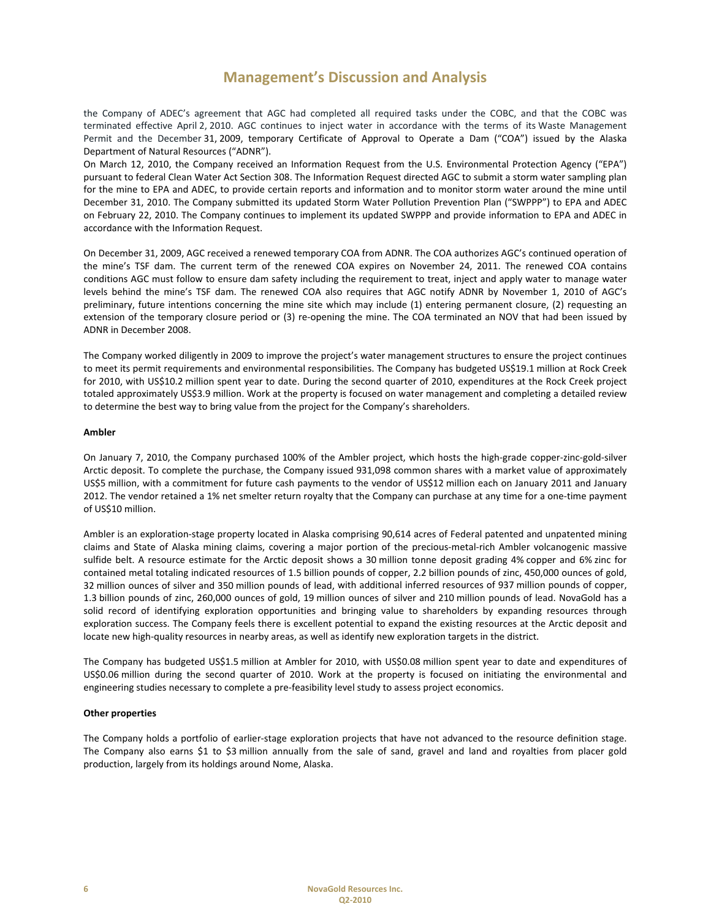the Company of ADEC's agreement that AGC had completed all required tasks under the COBC, and that the COBC was terminated effective April 2, 2010. AGC continues to inject water in accordance with the terms of its Waste Management Permit and the December 31, 2009, temporary Certificate of Approval to Operate a Dam ("COA") issued by the Alaska Department of Natural Resources ("ADNR").

On March 12, 2010, the Company received an Information Request from the U.S. Environmental Protection Agency ("EPA") pursuant to federal Clean Water Act Section 308. The Information Request directed AGC to submit a storm water sampling plan for the mine to EPA and ADEC, to provide certain reports and information and to monitor storm water around the mine until December 31, 2010. The Company submitted its updated Storm Water Pollution Prevention Plan ("SWPPP") to EPA and ADEC on February 22, 2010. The Company continues to implement its updated SWPPP and provide information to EPA and ADEC in accordance with the Information Request.

On December 31, 2009, AGC received a renewed temporary COA from ADNR. The COA authorizes AGC's continued operation of the mine's TSF dam. The current term of the renewed COA expires on November 24, 2011. The renewed COA contains conditions AGC must follow to ensure dam safety including the requirement to treat, inject and apply water to manage water levels behind the mine's TSF dam. The renewed COA also requires that AGC notify ADNR by November 1, 2010 of AGC's preliminary, future intentions concerning the mine site which may include (1) entering permanent closure, (2) requesting an extension of the temporary closure period or (3) re-opening the mine. The COA terminated an NOV that had been issued by ADNR in December 2008.

The Company worked diligently in 2009 to improve the project's water management structures to ensure the project continues to meet its permit requirements and environmental responsibilities. The Company has budgeted US$19.1 million at Rock Creek for 2010, with US$10.2 million spent year to date. During the second quarter of 2010, expenditures at the Rock Creek project totaled approximately US$3.9 million. Work at the property is focused on water management and completing a detailed review to determine the best way to bring value from the project for the Company's shareholders.

**Ambler**

On January 7, 2010, the Company purchased 100% of the Ambler project, which hosts the high-grade copper-zinc-gold-silver Arctic deposit. To complete the purchase, the Company issued 931,098 common shares with a market value of approximately US$5 million, with a commitment for future cash payments to the vendor of US$12 million each on January 2011 and January 2012. The vendor retained a 1% net smelter return royalty that the Company can purchase at any time for a one-time payment of US$10 million.

Ambler is an exploration-stage property located in Alaska comprising 90,614 acres of Federal patented and unpatented mining claims and State of Alaska mining claims, covering a major portion of the precious-metal-rich Ambler volcanogenic massive sulfide belt. A resource estimate for the Arctic deposit shows a 30 million tonne deposit grading 4% copper and 6% zinc for contained metal totaling indicated resources of 1.5 billion pounds of copper, 2.2 billion pounds of zinc, 450,000 ounces of gold, 32 million ounces of silver and 350 million pounds of lead, with additional inferred resources of 937 million pounds of copper, 1.3 billion pounds of zinc, 260,000 ounces of gold, 19 million ounces of silver and 210 million pounds of lead. NovaGold has a solid record of identifying exploration opportunities and bringing value to shareholders by expanding resources through exploration success. The Company feels there is excellent potential to expand the existing resources at the Arctic deposit and locate new high-quality resources in nearby areas, as well as identify new exploration targets in the district.

The Company has budgeted US$1.5 million at Ambler for 2010, with US$0.08 million spent year to date and expenditures of US$0.06 million during the second quarter of 2010. Work at the property is focused on initiating the environmental and engineering studies necessary to complete a pre-feasibility level study to assess project economics.

**Other properties**

The Company holds a portfolio of earlier-stage exploration projects that have not advanced to the resource definition stage. The Company also earns $1 to $3 million annually from the sale of sand, gravel and land and royalties from placer gold production, largely from its holdings around Nome, Alaska.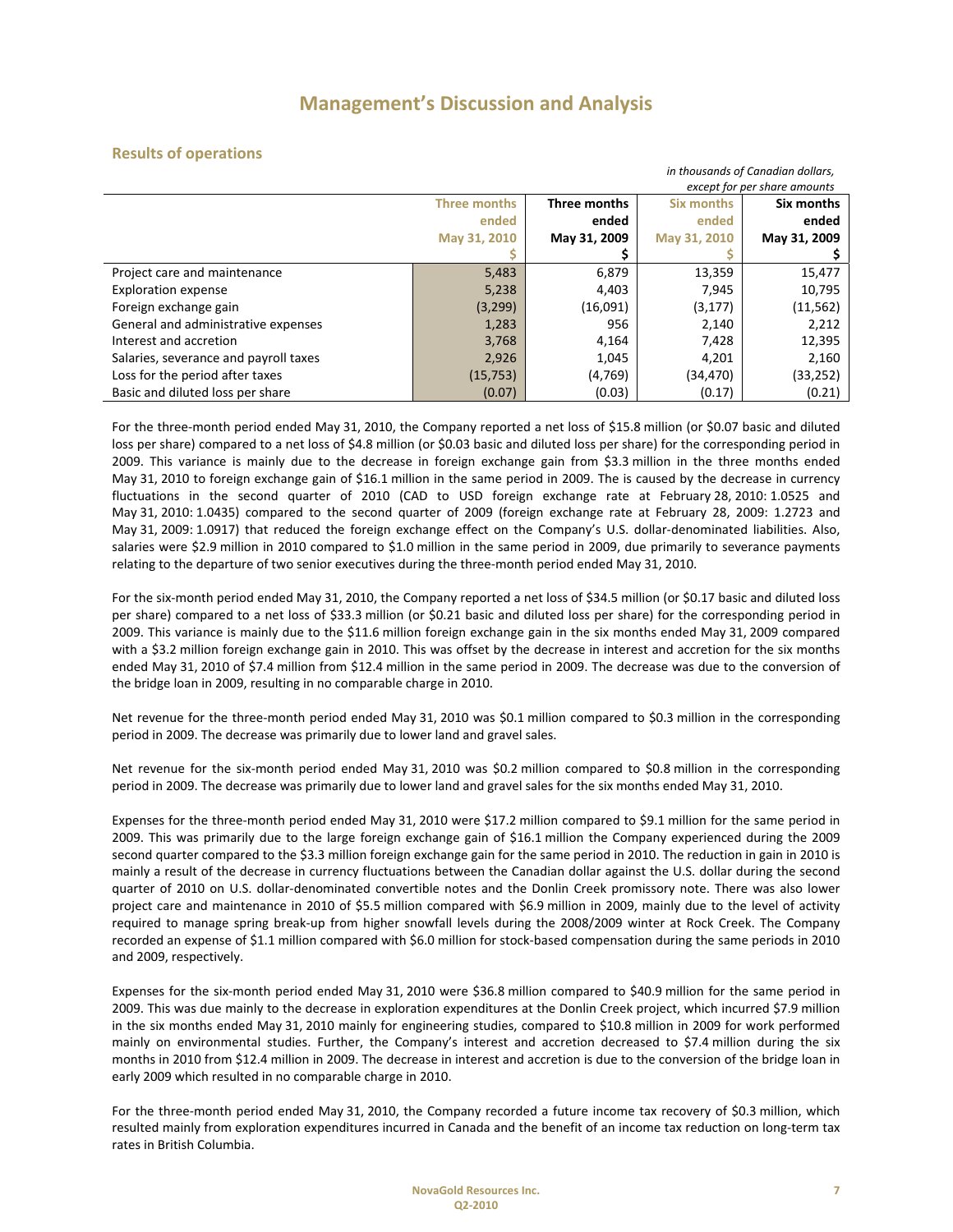# Management's Discussion and Analysis

## Results of operations

*in thousands of Canadian dollars, except for per share amounts*

| | Three months ended May 31, 2010 $ | Three months ended May 31, 2009 $ | Six months ended May 31, 2010 $ | Six months ended May 31, 2009 $ |
|---|---|---|---|---|
| Project care and maintenance | 5,483 | 6,879 | 13,359 | 15,477 |
| Exploration expense | 5,238 | 4,403 | 7,945 | 10,795 |
| Foreign exchange gain | (3,299) | (16,091) | (3,177) | (11,562) |
| General and administrative expenses | 1,283 | 956 | 2,140 | 2,212 |
| Interest and accretion | 3,768 | 4,164 | 7,428 | 12,395 |
| Salaries, severance and payroll taxes | 2,926 | 1,045 | 4,201 | 2,160 |
| Loss for the period after taxes | (15,753) | (4,769) | (34,470) | (33,252) |
| Basic and diluted loss per share | (0.07) | (0.03) | (0.17) | (0.21) |

For the three-month period ended May 31, 2010, the Company reported a net loss of $15.8 million (or $0.07 basic and diluted loss per share) compared to a net loss of $4.8 million (or $0.03 basic and diluted loss per share) for the corresponding period in 2009. This variance is mainly due to the decrease in foreign exchange gain from $3.3 million in the three months ended May 31, 2010 to foreign exchange gain of $16.1 million in the same period in 2009. The is caused by the decrease in currency fluctuations in the second quarter of 2010 (CAD to USD foreign exchange rate at February 28, 2010: 1.0525 and May 31, 2010: 1.0435) compared to the second quarter of 2009 (foreign exchange rate at February 28, 2009: 1.2723 and May 31, 2009: 1.0917) that reduced the foreign exchange effect on the Company's U.S. dollar-denominated liabilities. Also, salaries were $2.9 million in 2010 compared to $1.0 million in the same period in 2009, due primarily to severance payments relating to the departure of two senior executives during the three-month period ended May 31, 2010.

For the six-month period ended May 31, 2010, the Company reported a net loss of $34.5 million (or $0.17 basic and diluted loss per share) compared to a net loss of $33.3 million (or $0.21 basic and diluted loss per share) for the corresponding period in 2009. This variance is mainly due to the $11.6 million foreign exchange gain in the six months ended May 31, 2009 compared with a $3.2 million foreign exchange gain in 2010. This was offset by the decrease in interest and accretion for the six months ended May 31, 2010 of $7.4 million from $12.4 million in the same period in 2009. The decrease was due to the conversion of the bridge loan in 2009, resulting in no comparable charge in 2010.

Net revenue for the three-month period ended May 31, 2010 was $0.1 million compared to $0.3 million in the corresponding period in 2009. The decrease was primarily due to lower land and gravel sales.

Net revenue for the six-month period ended May 31, 2010 was $0.2 million compared to $0.8 million in the corresponding period in 2009. The decrease was primarily due to lower land and gravel sales for the six months ended May 31, 2010.

Expenses for the three-month period ended May 31, 2010 were $17.2 million compared to $9.1 million for the same period in 2009. This was primarily due to the large foreign exchange gain of $16.1 million the Company experienced during the 2009 second quarter compared to the $3.3 million foreign exchange gain for the same period in 2010. The reduction in gain in 2010 is mainly a result of the decrease in currency fluctuations between the Canadian dollar against the U.S. dollar during the second quarter of 2010 on U.S. dollar-denominated convertible notes and the Donlin Creek promissory note. There was also lower project care and maintenance in 2010 of $5.5 million compared with $6.9 million in 2009, mainly due to the level of activity required to manage spring break-up from higher snowfall levels during the 2008/2009 winter at Rock Creek. The Company recorded an expense of $1.1 million compared with $6.0 million for stock-based compensation during the same periods in 2010 and 2009, respectively.

Expenses for the six-month period ended May 31, 2010 were $36.8 million compared to $40.9 million for the same period in 2009. This was due mainly to the decrease in exploration expenditures at the Donlin Creek project, which incurred $7.9 million in the six months ended May 31, 2010 mainly for engineering studies, compared to $10.8 million in 2009 for work performed mainly on environmental studies. Further, the Company's interest and accretion decreased to $7.4 million during the six months in 2010 from $12.4 million in 2009. The decrease in interest and accretion is due to the conversion of the bridge loan in early 2009 which resulted in no comparable charge in 2010.

For the three-month period ended May 31, 2010, the Company recorded a future income tax recovery of $0.3 million, which resulted mainly from exploration expenditures incurred in Canada and the benefit of an income tax reduction on long-term tax rates in British Columbia.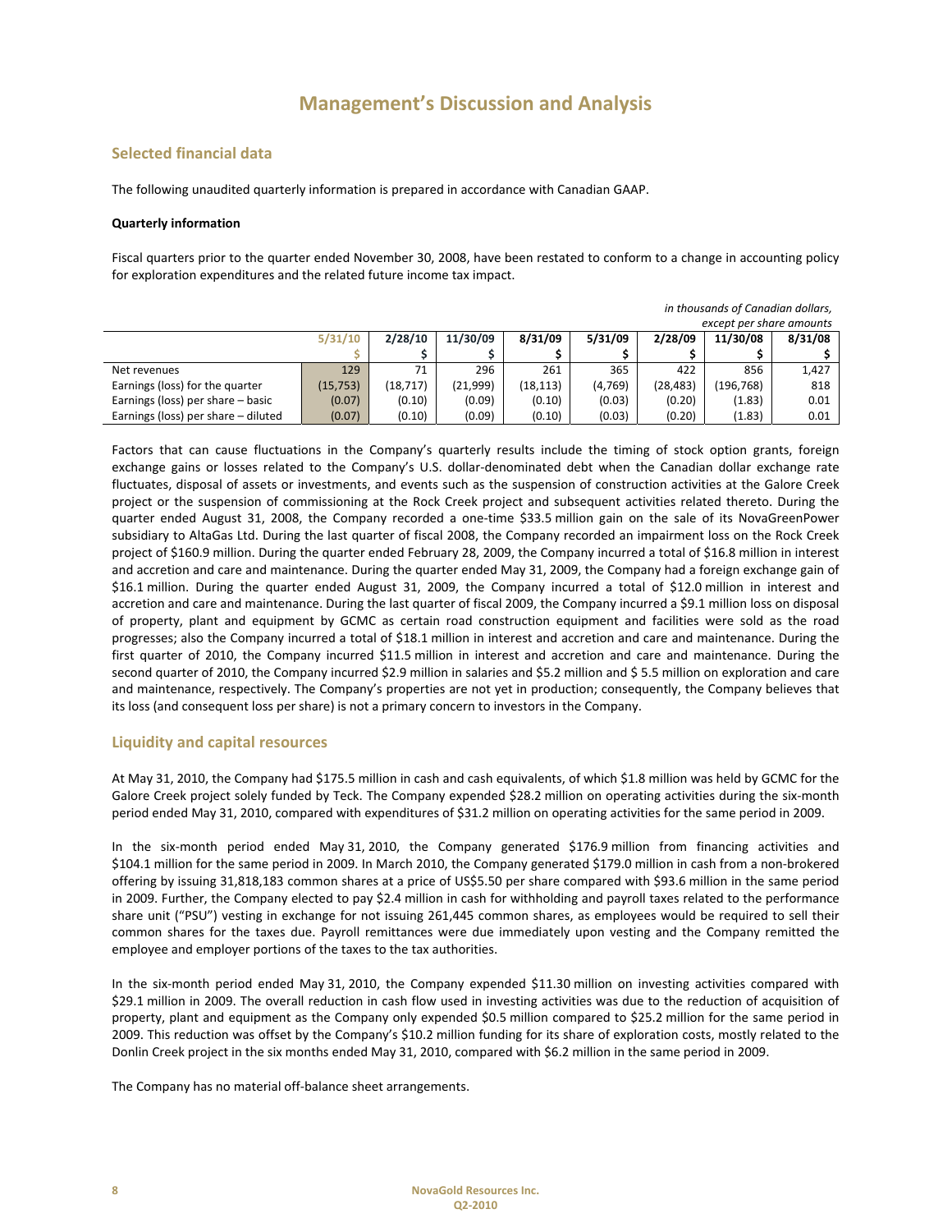# Management's Discussion and Analysis

## Selected financial data

The following unaudited quarterly information is prepared in accordance with Canadian GAAP.

**Quarterly information**

Fiscal quarters prior to the quarter ended November 30, 2008, have been restated to conform to a change in accounting policy for exploration expenditures and the related future income tax impact.

*in thousands of Canadian dollars, except per share amounts*

| | 5/31/10 | 2/28/10 | 11/30/09 | 8/31/09 | 5/31/09 | 2/28/09 | 11/30/08 | 8/31/08 |
|---|---|---|---|---|---|---|---|---|
| | $ | $ | $ | $ | $ | $ | $ | $ |
| Net revenues | 129 | 71 | 296 | 261 | 365 | 422 | 856 | 1,427 |
| Earnings (loss) for the quarter | (15,753) | (18,717) | (21,999) | (18,113) | (4,769) | (28,483) | (196,768) | 818 |
| Earnings (loss) per share – basic | (0.07) | (0.10) | (0.09) | (0.10) | (0.03) | (0.20) | (1.83) | 0.01 |
| Earnings (loss) per share – diluted | (0.07) | (0.10) | (0.09) | (0.10) | (0.03) | (0.20) | (1.83) | 0.01 |

Factors that can cause fluctuations in the Company's quarterly results include the timing of stock option grants, foreign exchange gains or losses related to the Company's U.S. dollar-denominated debt when the Canadian dollar exchange rate fluctuates, disposal of assets or investments, and events such as the suspension of construction activities at the Galore Creek project or the suspension of commissioning at the Rock Creek project and subsequent activities related thereto. During the quarter ended August 31, 2008, the Company recorded a one-time $33.5 million gain on the sale of its NovaGreenPower subsidiary to AltaGas Ltd. During the last quarter of fiscal 2008, the Company recorded an impairment loss on the Rock Creek project of $160.9 million. During the quarter ended February 28, 2009, the Company incurred a total of $16.8 million in interest and accretion and care and maintenance. During the quarter ended May 31, 2009, the Company had a foreign exchange gain of $16.1 million. During the quarter ended August 31, 2009, the Company incurred a total of $12.0 million in interest and accretion and care and maintenance. During the last quarter of fiscal 2009, the Company incurred a $9.1 million loss on disposal of property, plant and equipment by GCMC as certain road construction equipment and facilities were sold as the road progresses; also the Company incurred a total of $18.1 million in interest and accretion and care and maintenance. During the first quarter of 2010, the Company incurred $11.5 million in interest and accretion and care and maintenance. During the second quarter of 2010, the Company incurred $2.9 million in salaries and $5.2 million and $ 5.5 million on exploration and care and maintenance, respectively. The Company's properties are not yet in production; consequently, the Company believes that its loss (and consequent loss per share) is not a primary concern to investors in the Company.

## Liquidity and capital resources

At May 31, 2010, the Company had $175.5 million in cash and cash equivalents, of which $1.8 million was held by GCMC for the Galore Creek project solely funded by Teck. The Company expended $28.2 million on operating activities during the six-month period ended May 31, 2010, compared with expenditures of $31.2 million on operating activities for the same period in 2009.

In the six-month period ended May 31, 2010, the Company generated $176.9 million from financing activities and $104.1 million for the same period in 2009. In March 2010, the Company generated $179.0 million in cash from a non-brokered offering by issuing 31,818,183 common shares at a price of US$5.50 per share compared with $93.6 million in the same period in 2009. Further, the Company elected to pay $2.4 million in cash for withholding and payroll taxes related to the performance share unit ("PSU") vesting in exchange for not issuing 261,445 common shares, as employees would be required to sell their common shares for the taxes due. Payroll remittances were due immediately upon vesting and the Company remitted the employee and employer portions of the taxes to the tax authorities.

In the six-month period ended May 31, 2010, the Company expended $11.30 million on investing activities compared with $29.1 million in 2009. The overall reduction in cash flow used in investing activities was due to the reduction of acquisition of property, plant and equipment as the Company only expended $0.5 million compared to $25.2 million for the same period in 2009. This reduction was offset by the Company's $10.2 million funding for its share of exploration costs, mostly related to the Donlin Creek project in the six months ended May 31, 2010, compared with $6.2 million in the same period in 2009.

The Company has no material off-balance sheet arrangements.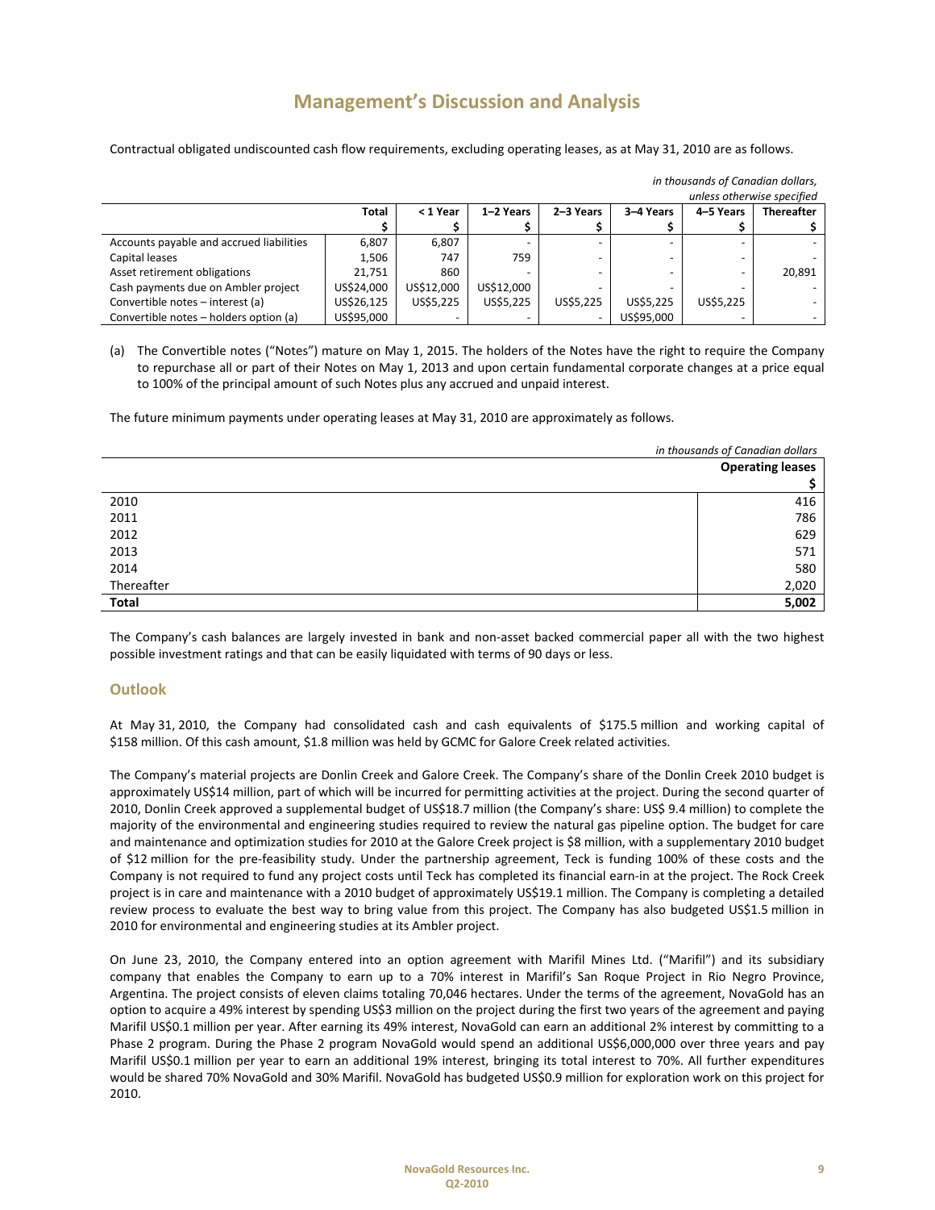# Management's Discussion and Analysis

Contractual obligated undiscounted cash flow requirements, excluding operating leases, as at May 31, 2010 are as follows.

*in thousands of Canadian dollars, unless otherwise specified*

| | Total | < 1 Year | 1–2 Years | 2–3 Years | 3–4 Years | 4–5 Years | Thereafter |
|---|---|---|---|---|---|---|---|
| | $ | $ | $ | $ | $ | $ | $ |
| Accounts payable and accrued liabilities | 6,807 | 6,807 | - | - | - | - | - |
| Capital leases | 1,506 | 747 | 759 | - | - | - | - |
| Asset retirement obligations | 21,751 | 860 | - | - | - | - | 20,891 |
| Cash payments due on Ambler project | US$24,000 | US$12,000 | US$12,000 | - | - | - | - |
| Convertible notes – interest (a) | US$26,125 | US$5,225 | US$5,225 | US$5,225 | US$5,225 | US$5,225 | - |
| Convertible notes – holders option (a) | US$95,000 | - | - | - | US$95,000 | - | - |

(a) The Convertible notes ("Notes") mature on May 1, 2015. The holders of the Notes have the right to require the Company to repurchase all or part of their Notes on May 1, 2013 and upon certain fundamental corporate changes at a price equal to 100% of the principal amount of such Notes plus any accrued and unpaid interest.

The future minimum payments under operating leases at May 31, 2010 are approximately as follows.

*in thousands of Canadian dollars*

| | Operating leases |
|---|---|
| | $ |
| 2010 | 416 |
| 2011 | 786 |
| 2012 | 629 |
| 2013 | 571 |
| 2014 | 580 |
| Thereafter | 2,020 |
| **Total** | **5,002** |

The Company's cash balances are largely invested in bank and non-asset backed commercial paper all with the two highest possible investment ratings and that can be easily liquidated with terms of 90 days or less.

## Outlook

At May 31, 2010, the Company had consolidated cash and cash equivalents of $175.5 million and working capital of $158 million. Of this cash amount, $1.8 million was held by GCMC for Galore Creek related activities.

The Company's material projects are Donlin Creek and Galore Creek. The Company's share of the Donlin Creek 2010 budget is approximately US$14 million, part of which will be incurred for permitting activities at the project. During the second quarter of 2010, Donlin Creek approved a supplemental budget of US$18.7 million (the Company's share: US$ 9.4 million) to complete the majority of the environmental and engineering studies required to review the natural gas pipeline option. The budget for care and maintenance and optimization studies for 2010 at the Galore Creek project is $8 million, with a supplementary 2010 budget of $12 million for the pre-feasibility study. Under the partnership agreement, Teck is funding 100% of these costs and the Company is not required to fund any project costs until Teck has completed its financial earn-in at the project. The Rock Creek project is in care and maintenance with a 2010 budget of approximately US$19.1 million. The Company is completing a detailed review process to evaluate the best way to bring value from this project. The Company has also budgeted US$1.5 million in 2010 for environmental and engineering studies at its Ambler project.

On June 23, 2010, the Company entered into an option agreement with Marifil Mines Ltd. ("Marifil") and its subsidiary company that enables the Company to earn up to a 70% interest in Marifil's San Roque Project in Rio Negro Province, Argentina. The project consists of eleven claims totaling 70,046 hectares. Under the terms of the agreement, NovaGold has an option to acquire a 49% interest by spending US$3 million on the project during the first two years of the agreement and paying Marifil US$0.1 million per year. After earning its 49% interest, NovaGold can earn an additional 2% interest by committing to a Phase 2 program. During the Phase 2 program NovaGold would spend an additional US$6,000,000 over three years and pay Marifil US$0.1 million per year to earn an additional 19% interest, bringing its total interest to 70%. All further expenditures would be shared 70% NovaGold and 30% Marifil. NovaGold has budgeted US$0.9 million for exploration work on this project for 2010.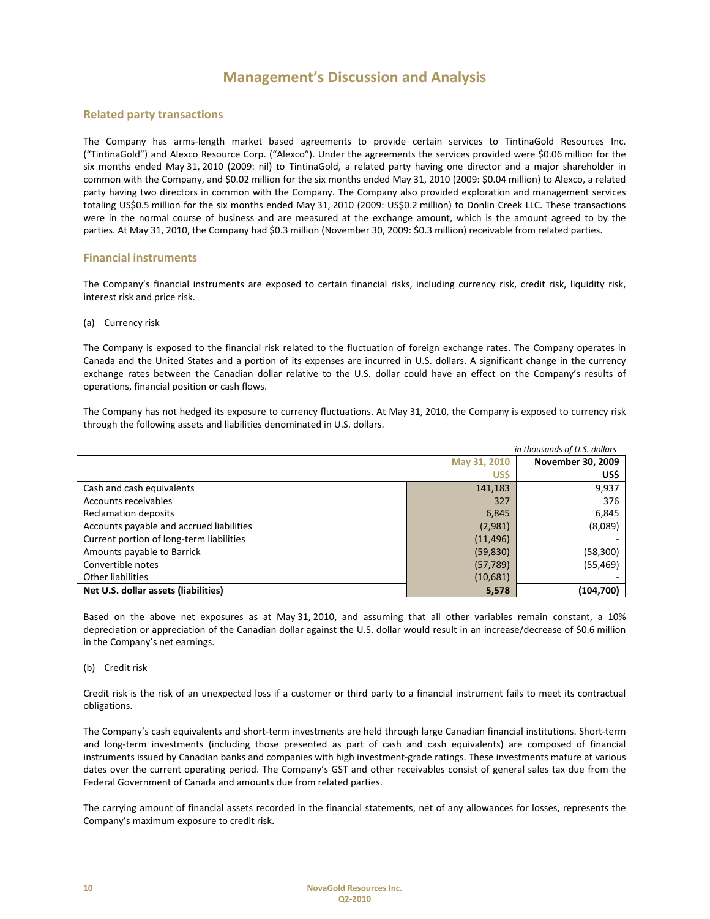# Management's Discussion and Analysis

## Related party transactions

The Company has arms-length market based agreements to provide certain services to TintinaGold Resources Inc. ("TintinaGold") and Alexco Resource Corp. ("Alexco"). Under the agreements the services provided were \$0.06 million for the six months ended May 31, 2010 (2009: nil) to TintinaGold, a related party having one director and a major shareholder in common with the Company, and \$0.02 million for the six months ended May 31, 2010 (2009: \$0.04 million) to Alexco, a related party having two directors in common with the Company. The Company also provided exploration and management services totaling US\$0.5 million for the six months ended May 31, 2010 (2009: US\$0.2 million) to Donlin Creek LLC. These transactions were in the normal course of business and are measured at the exchange amount, which is the amount agreed to by the parties. At May 31, 2010, the Company had \$0.3 million (November 30, 2009: \$0.3 million) receivable from related parties.

## Financial instruments

The Company's financial instruments are exposed to certain financial risks, including currency risk, credit risk, liquidity risk, interest risk and price risk.

(a) Currency risk

The Company is exposed to the financial risk related to the fluctuation of foreign exchange rates. The Company operates in Canada and the United States and a portion of its expenses are incurred in U.S. dollars. A significant change in the currency exchange rates between the Canadian dollar relative to the U.S. dollar could have an effect on the Company's results of operations, financial position or cash flows.

The Company has not hedged its exposure to currency fluctuations. At May 31, 2010, the Company is exposed to currency risk through the following assets and liabilities denominated in U.S. dollars.

*in thousands of U.S. dollars*

| | May 31, 2010 US\$ | November 30, 2009 US\$ |
|---|---|---|
| Cash and cash equivalents | 141,183 | 9,937 |
| Accounts receivables | 327 | 376 |
| Reclamation deposits | 6,845 | 6,845 |
| Accounts payable and accrued liabilities | (2,981) | (8,089) |
| Current portion of long-term liabilities | (11,496) | - |
| Amounts payable to Barrick | (59,830) | (58,300) |
| Convertible notes | (57,789) | (55,469) |
| Other liabilities | (10,681) | - |
| **Net U.S. dollar assets (liabilities)** | **5,578** | **(104,700)** |

Based on the above net exposures as at May 31, 2010, and assuming that all other variables remain constant, a 10% depreciation or appreciation of the Canadian dollar against the U.S. dollar would result in an increase/decrease of \$0.6 million in the Company's net earnings.

(b) Credit risk

Credit risk is the risk of an unexpected loss if a customer or third party to a financial instrument fails to meet its contractual obligations.

The Company's cash equivalents and short-term investments are held through large Canadian financial institutions. Short-term and long-term investments (including those presented as part of cash and cash equivalents) are composed of financial instruments issued by Canadian banks and companies with high investment-grade ratings. These investments mature at various dates over the current operating period. The Company's GST and other receivables consist of general sales tax due from the Federal Government of Canada and amounts due from related parties.

The carrying amount of financial assets recorded in the financial statements, net of any allowances for losses, represents the Company's maximum exposure to credit risk.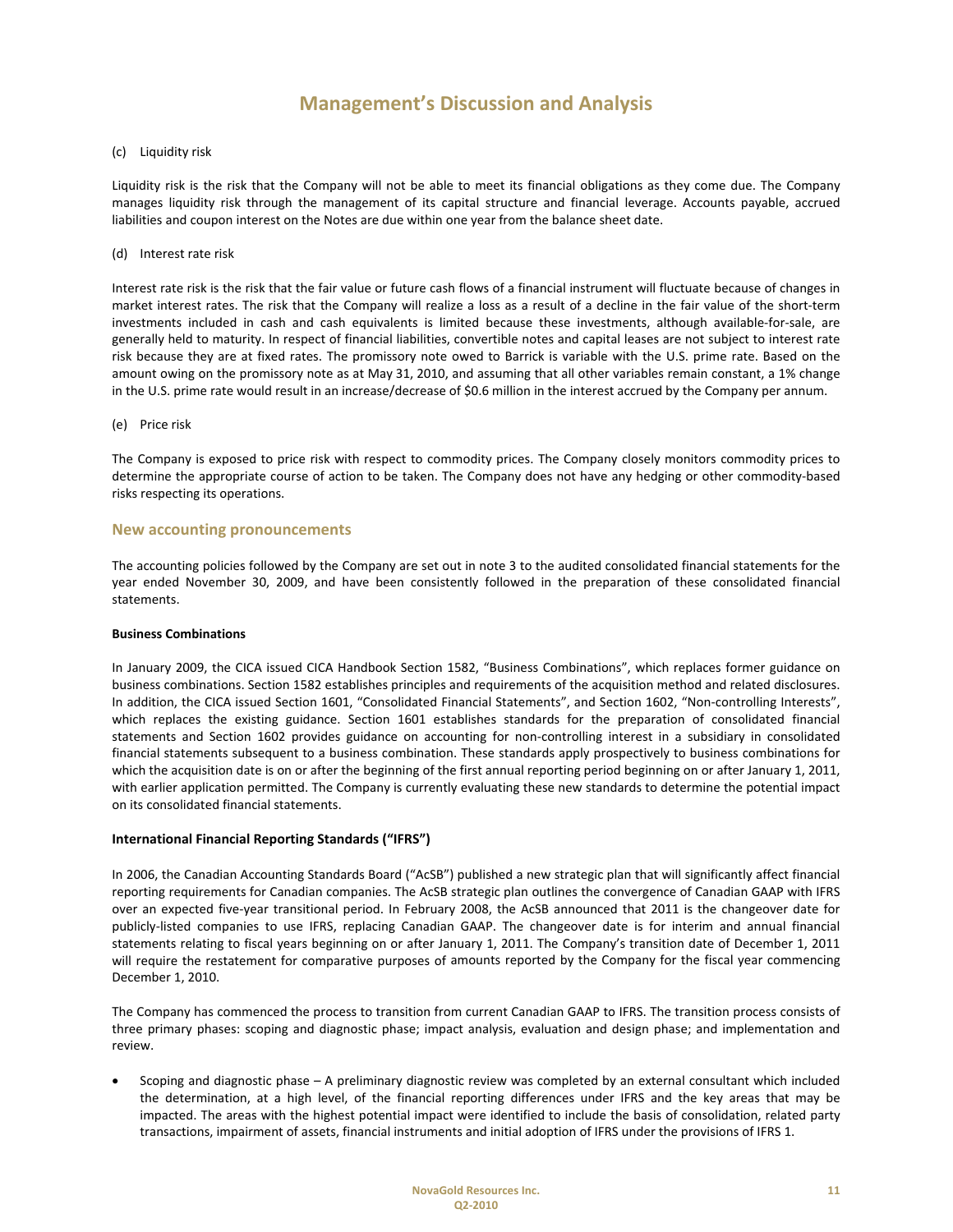# Management's Discussion and Analysis

(c) Liquidity risk

Liquidity risk is the risk that the Company will not be able to meet its financial obligations as they come due. The Company manages liquidity risk through the management of its capital structure and financial leverage. Accounts payable, accrued liabilities and coupon interest on the Notes are due within one year from the balance sheet date.

(d) Interest rate risk

Interest rate risk is the risk that the fair value or future cash flows of a financial instrument will fluctuate because of changes in market interest rates. The risk that the Company will realize a loss as a result of a decline in the fair value of the short-term investments included in cash and cash equivalents is limited because these investments, although available-for-sale, are generally held to maturity. In respect of financial liabilities, convertible notes and capital leases are not subject to interest rate risk because they are at fixed rates. The promissory note owed to Barrick is variable with the U.S. prime rate. Based on the amount owing on the promissory note as at May 31, 2010, and assuming that all other variables remain constant, a 1% change in the U.S. prime rate would result in an increase/decrease of $0.6 million in the interest accrued by the Company per annum.

(e) Price risk

The Company is exposed to price risk with respect to commodity prices. The Company closely monitors commodity prices to determine the appropriate course of action to be taken. The Company does not have any hedging or other commodity-based risks respecting its operations.

## New accounting pronouncements

The accounting policies followed by the Company are set out in note 3 to the audited consolidated financial statements for the year ended November 30, 2009, and have been consistently followed in the preparation of these consolidated financial statements.

**Business Combinations**

In January 2009, the CICA issued CICA Handbook Section 1582, "Business Combinations", which replaces former guidance on business combinations. Section 1582 establishes principles and requirements of the acquisition method and related disclosures. In addition, the CICA issued Section 1601, "Consolidated Financial Statements", and Section 1602, "Non-controlling Interests", which replaces the existing guidance. Section 1601 establishes standards for the preparation of consolidated financial statements and Section 1602 provides guidance on accounting for non-controlling interest in a subsidiary in consolidated financial statements subsequent to a business combination. These standards apply prospectively to business combinations for which the acquisition date is on or after the beginning of the first annual reporting period beginning on or after January 1, 2011, with earlier application permitted. The Company is currently evaluating these new standards to determine the potential impact on its consolidated financial statements.

**International Financial Reporting Standards ("IFRS")**

In 2006, the Canadian Accounting Standards Board ("AcSB") published a new strategic plan that will significantly affect financial reporting requirements for Canadian companies. The AcSB strategic plan outlines the convergence of Canadian GAAP with IFRS over an expected five-year transitional period. In February 2008, the AcSB announced that 2011 is the changeover date for publicly-listed companies to use IFRS, replacing Canadian GAAP. The changeover date is for interim and annual financial statements relating to fiscal years beginning on or after January 1, 2011. The Company's transition date of December 1, 2011 will require the restatement for comparative purposes of amounts reported by the Company for the fiscal year commencing December 1, 2010.

The Company has commenced the process to transition from current Canadian GAAP to IFRS. The transition process consists of three primary phases: scoping and diagnostic phase; impact analysis, evaluation and design phase; and implementation and review.

- Scoping and diagnostic phase – A preliminary diagnostic review was completed by an external consultant which included the determination, at a high level, of the financial reporting differences under IFRS and the key areas that may be impacted. The areas with the highest potential impact were identified to include the basis of consolidation, related party transactions, impairment of assets, financial instruments and initial adoption of IFRS under the provisions of IFRS 1.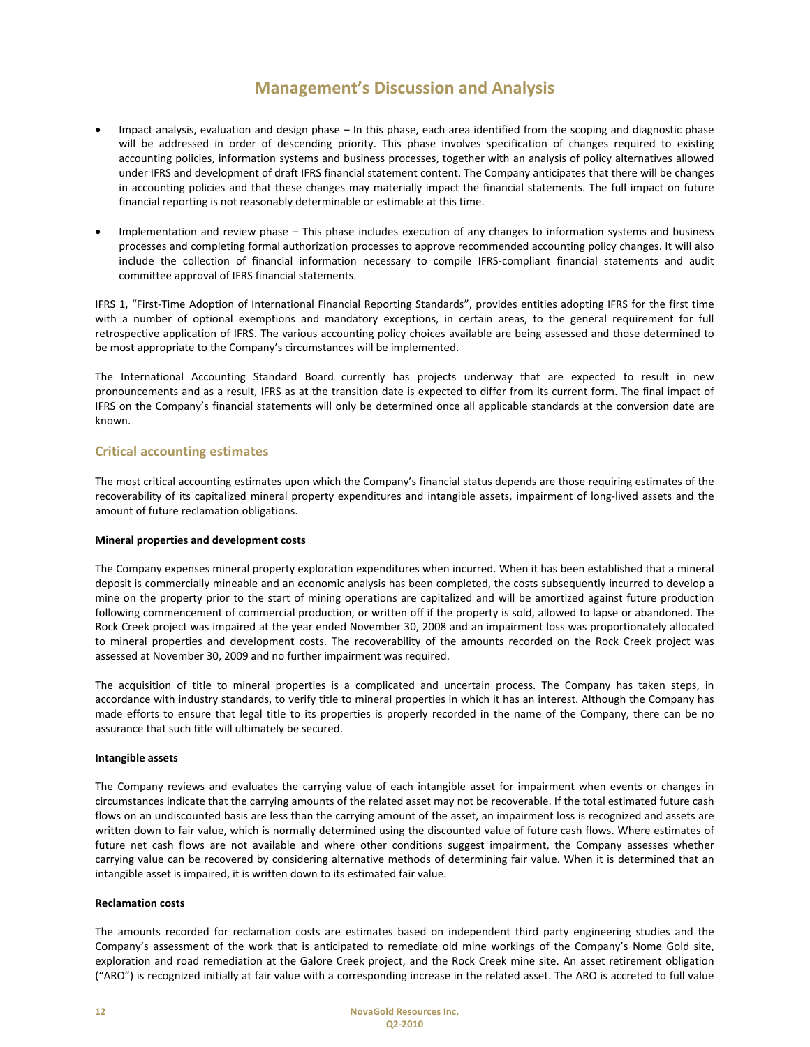## Management's Discussion and Analysis

- Impact analysis, evaluation and design phase – In this phase, each area identified from the scoping and diagnostic phase will be addressed in order of descending priority. This phase involves specification of changes required to existing accounting policies, information systems and business processes, together with an analysis of policy alternatives allowed under IFRS and development of draft IFRS financial statement content. The Company anticipates that there will be changes in accounting policies and that these changes may materially impact the financial statements. The full impact on future financial reporting is not reasonably determinable or estimable at this time.

- Implementation and review phase – This phase includes execution of any changes to information systems and business processes and completing formal authorization processes to approve recommended accounting policy changes. It will also include the collection of financial information necessary to compile IFRS-compliant financial statements and audit committee approval of IFRS financial statements.

IFRS 1, "First-Time Adoption of International Financial Reporting Standards", provides entities adopting IFRS for the first time with a number of optional exemptions and mandatory exceptions, in certain areas, to the general requirement for full retrospective application of IFRS. The various accounting policy choices available are being assessed and those determined to be most appropriate to the Company's circumstances will be implemented.

The International Accounting Standard Board currently has projects underway that are expected to result in new pronouncements and as a result, IFRS as at the transition date is expected to differ from its current form. The final impact of IFRS on the Company's financial statements will only be determined once all applicable standards at the conversion date are known.

### Critical accounting estimates

The most critical accounting estimates upon which the Company's financial status depends are those requiring estimates of the recoverability of its capitalized mineral property expenditures and intangible assets, impairment of long-lived assets and the amount of future reclamation obligations.

**Mineral properties and development costs**

The Company expenses mineral property exploration expenditures when incurred. When it has been established that a mineral deposit is commercially mineable and an economic analysis has been completed, the costs subsequently incurred to develop a mine on the property prior to the start of mining operations are capitalized and will be amortized against future production following commencement of commercial production, or written off if the property is sold, allowed to lapse or abandoned. The Rock Creek project was impaired at the year ended November 30, 2008 and an impairment loss was proportionately allocated to mineral properties and development costs. The recoverability of the amounts recorded on the Rock Creek project was assessed at November 30, 2009 and no further impairment was required.

The acquisition of title to mineral properties is a complicated and uncertain process. The Company has taken steps, in accordance with industry standards, to verify title to mineral properties in which it has an interest. Although the Company has made efforts to ensure that legal title to its properties is properly recorded in the name of the Company, there can be no assurance that such title will ultimately be secured.

**Intangible assets**

The Company reviews and evaluates the carrying value of each intangible asset for impairment when events or changes in circumstances indicate that the carrying amounts of the related asset may not be recoverable. If the total estimated future cash flows on an undiscounted basis are less than the carrying amount of the asset, an impairment loss is recognized and assets are written down to fair value, which is normally determined using the discounted value of future cash flows. Where estimates of future net cash flows are not available and where other conditions suggest impairment, the Company assesses whether carrying value can be recovered by considering alternative methods of determining fair value. When it is determined that an intangible asset is impaired, it is written down to its estimated fair value.

**Reclamation costs**

The amounts recorded for reclamation costs are estimates based on independent third party engineering studies and the Company's assessment of the work that is anticipated to remediate old mine workings of the Company's Nome Gold site, exploration and road remediation at the Galore Creek project, and the Rock Creek mine site. An asset retirement obligation ("ARO") is recognized initially at fair value with a corresponding increase in the related asset. The ARO is accreted to full value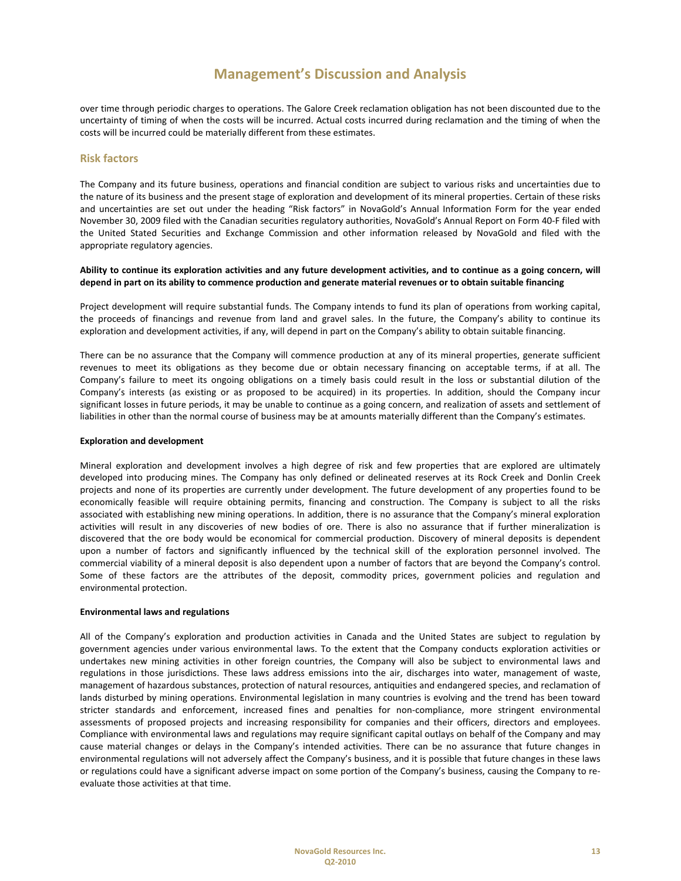over time through periodic charges to operations. The Galore Creek reclamation obligation has not been discounted due to the uncertainty of timing of when the costs will be incurred. Actual costs incurred during reclamation and the timing of when the costs will be incurred could be materially different from these estimates.

## Risk factors

The Company and its future business, operations and financial condition are subject to various risks and uncertainties due to the nature of its business and the present stage of exploration and development of its mineral properties. Certain of these risks and uncertainties are set out under the heading "Risk factors" in NovaGold's Annual Information Form for the year ended November 30, 2009 filed with the Canadian securities regulatory authorities, NovaGold's Annual Report on Form 40-F filed with the United Stated Securities and Exchange Commission and other information released by NovaGold and filed with the appropriate regulatory agencies.

**Ability to continue its exploration activities and any future development activities, and to continue as a going concern, will depend in part on its ability to commence production and generate material revenues or to obtain suitable financing**

Project development will require substantial funds. The Company intends to fund its plan of operations from working capital, the proceeds of financings and revenue from land and gravel sales. In the future, the Company's ability to continue its exploration and development activities, if any, will depend in part on the Company's ability to obtain suitable financing.

There can be no assurance that the Company will commence production at any of its mineral properties, generate sufficient revenues to meet its obligations as they become due or obtain necessary financing on acceptable terms, if at all. The Company's failure to meet its ongoing obligations on a timely basis could result in the loss or substantial dilution of the Company's interests (as existing or as proposed to be acquired) in its properties. In addition, should the Company incur significant losses in future periods, it may be unable to continue as a going concern, and realization of assets and settlement of liabilities in other than the normal course of business may be at amounts materially different than the Company's estimates.

**Exploration and development**

Mineral exploration and development involves a high degree of risk and few properties that are explored are ultimately developed into producing mines. The Company has only defined or delineated reserves at its Rock Creek and Donlin Creek projects and none of its properties are currently under development. The future development of any properties found to be economically feasible will require obtaining permits, financing and construction. The Company is subject to all the risks associated with establishing new mining operations. In addition, there is no assurance that the Company's mineral exploration activities will result in any discoveries of new bodies of ore. There is also no assurance that if further mineralization is discovered that the ore body would be economical for commercial production. Discovery of mineral deposits is dependent upon a number of factors and significantly influenced by the technical skill of the exploration personnel involved. The commercial viability of a mineral deposit is also dependent upon a number of factors that are beyond the Company's control. Some of these factors are the attributes of the deposit, commodity prices, government policies and regulation and environmental protection.

**Environmental laws and regulations**

All of the Company's exploration and production activities in Canada and the United States are subject to regulation by government agencies under various environmental laws. To the extent that the Company conducts exploration activities or undertakes new mining activities in other foreign countries, the Company will also be subject to environmental laws and regulations in those jurisdictions. These laws address emissions into the air, discharges into water, management of waste, management of hazardous substances, protection of natural resources, antiquities and endangered species, and reclamation of lands disturbed by mining operations. Environmental legislation in many countries is evolving and the trend has been toward stricter standards and enforcement, increased fines and penalties for non-compliance, more stringent environmental assessments of proposed projects and increasing responsibility for companies and their officers, directors and employees. Compliance with environmental laws and regulations may require significant capital outlays on behalf of the Company and may cause material changes or delays in the Company's intended activities. There can be no assurance that future changes in environmental regulations will not adversely affect the Company's business, and it is possible that future changes in these laws or regulations could have a significant adverse impact on some portion of the Company's business, causing the Company to re-evaluate those activities at that time.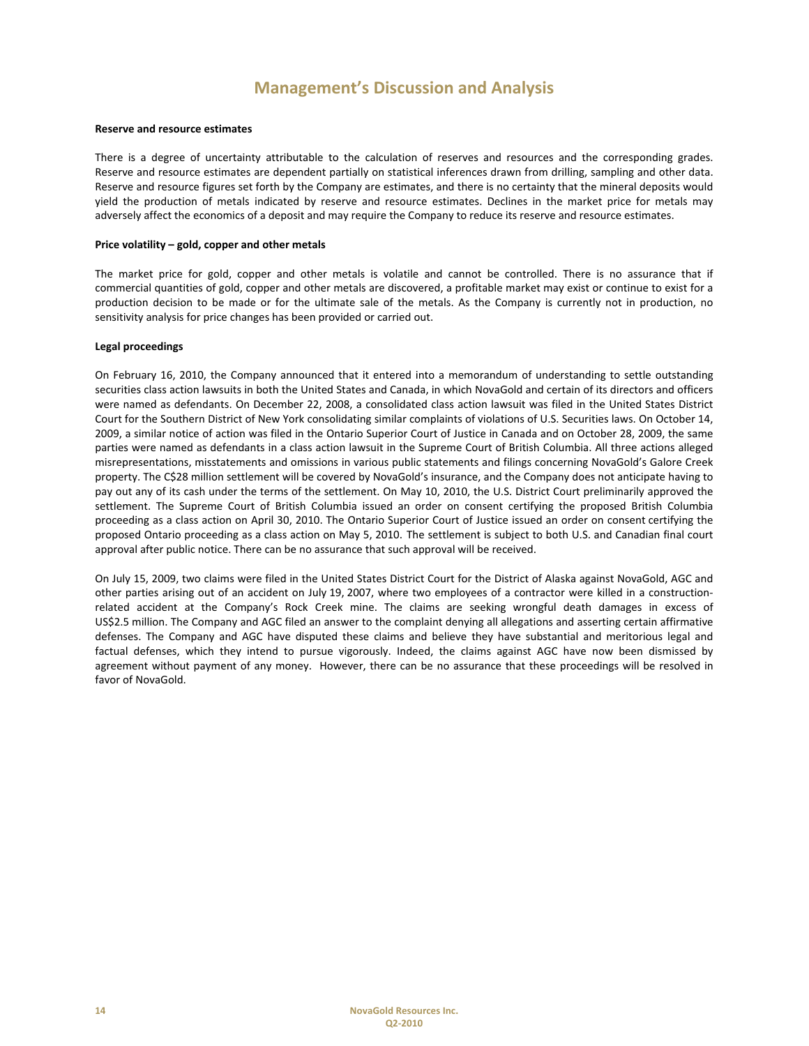# Management's Discussion and Analysis

**Reserve and resource estimates**

There is a degree of uncertainty attributable to the calculation of reserves and resources and the corresponding grades. Reserve and resource estimates are dependent partially on statistical inferences drawn from drilling, sampling and other data. Reserve and resource figures set forth by the Company are estimates, and there is no certainty that the mineral deposits would yield the production of metals indicated by reserve and resource estimates. Declines in the market price for metals may adversely affect the economics of a deposit and may require the Company to reduce its reserve and resource estimates.

**Price volatility – gold, copper and other metals**

The market price for gold, copper and other metals is volatile and cannot be controlled. There is no assurance that if commercial quantities of gold, copper and other metals are discovered, a profitable market may exist or continue to exist for a production decision to be made or for the ultimate sale of the metals. As the Company is currently not in production, no sensitivity analysis for price changes has been provided or carried out.

**Legal proceedings**

On February 16, 2010, the Company announced that it entered into a memorandum of understanding to settle outstanding securities class action lawsuits in both the United States and Canada, in which NovaGold and certain of its directors and officers were named as defendants. On December 22, 2008, a consolidated class action lawsuit was filed in the United States District Court for the Southern District of New York consolidating similar complaints of violations of U.S. Securities laws. On October 14, 2009, a similar notice of action was filed in the Ontario Superior Court of Justice in Canada and on October 28, 2009, the same parties were named as defendants in a class action lawsuit in the Supreme Court of British Columbia. All three actions alleged misrepresentations, misstatements and omissions in various public statements and filings concerning NovaGold's Galore Creek property. The C$28 million settlement will be covered by NovaGold's insurance, and the Company does not anticipate having to pay out any of its cash under the terms of the settlement. On May 10, 2010, the U.S. District Court preliminarily approved the settlement. The Supreme Court of British Columbia issued an order on consent certifying the proposed British Columbia proceeding as a class action on April 30, 2010. The Ontario Superior Court of Justice issued an order on consent certifying the proposed Ontario proceeding as a class action on May 5, 2010. The settlement is subject to both U.S. and Canadian final court approval after public notice. There can be no assurance that such approval will be received.

On July 15, 2009, two claims were filed in the United States District Court for the District of Alaska against NovaGold, AGC and other parties arising out of an accident on July 19, 2007, where two employees of a contractor were killed in a construction-related accident at the Company's Rock Creek mine. The claims are seeking wrongful death damages in excess of US$2.5 million. The Company and AGC filed an answer to the complaint denying all allegations and asserting certain affirmative defenses. The Company and AGC have disputed these claims and believe they have substantial and meritorious legal and factual defenses, which they intend to pursue vigorously. Indeed, the claims against AGC have now been dismissed by agreement without payment of any money. However, there can be no assurance that these proceedings will be resolved in favor of NovaGold.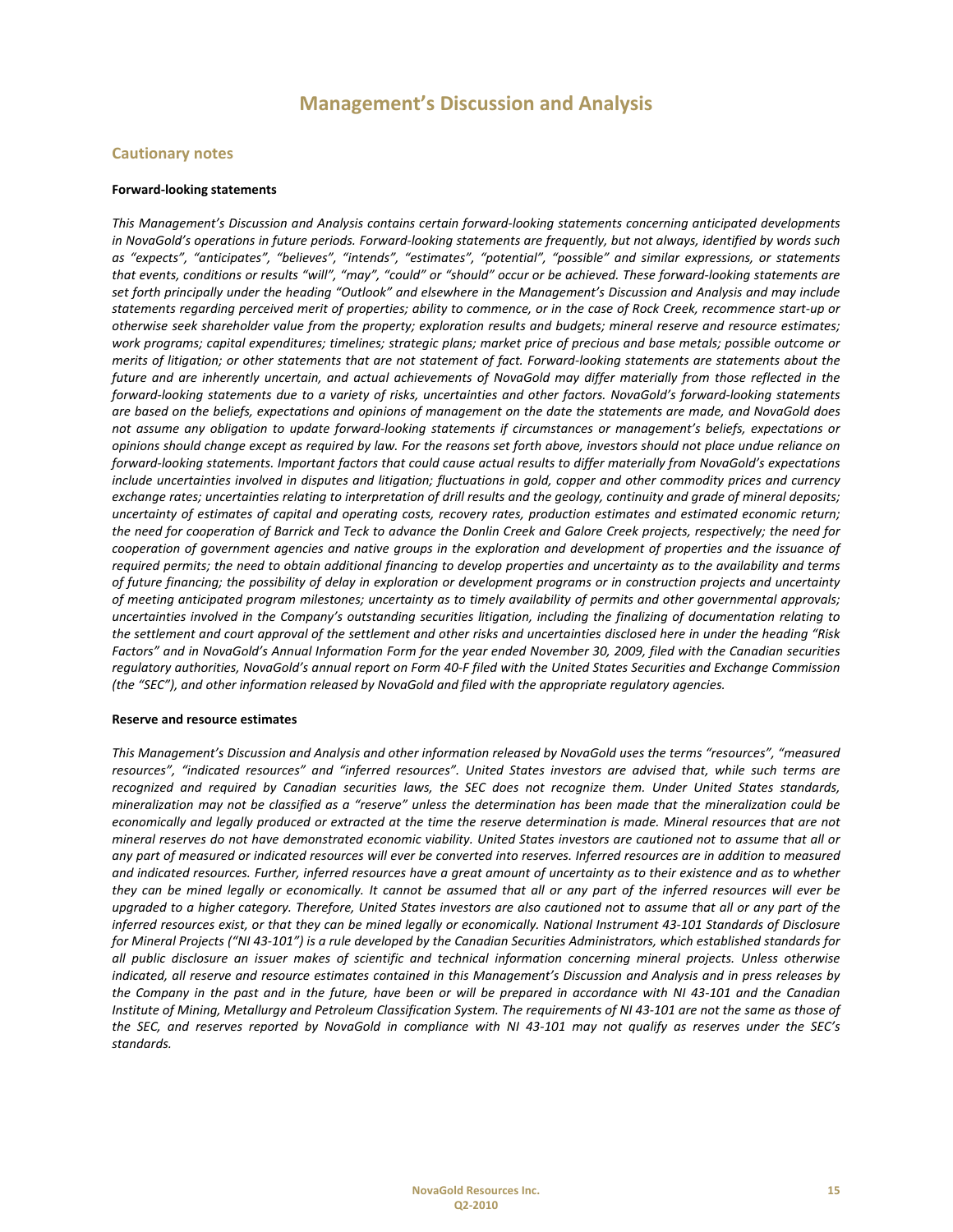# Management's Discussion and Analysis

## Cautionary notes

**Forward-looking statements**

*This Management's Discussion and Analysis contains certain forward-looking statements concerning anticipated developments in NovaGold's operations in future periods. Forward-looking statements are frequently, but not always, identified by words such as "expects", "anticipates", "believes", "intends", "estimates", "potential", "possible" and similar expressions, or statements that events, conditions or results "will", "may", "could" or "should" occur or be achieved. These forward-looking statements are set forth principally under the heading "Outlook" and elsewhere in the Management's Discussion and Analysis and may include statements regarding perceived merit of properties; ability to commence, or in the case of Rock Creek, recommence start-up or otherwise seek shareholder value from the property; exploration results and budgets; mineral reserve and resource estimates; work programs; capital expenditures; timelines; strategic plans; market price of precious and base metals; possible outcome or merits of litigation; or other statements that are not statement of fact. Forward-looking statements are statements about the future and are inherently uncertain, and actual achievements of NovaGold may differ materially from those reflected in the forward-looking statements due to a variety of risks, uncertainties and other factors. NovaGold's forward-looking statements are based on the beliefs, expectations and opinions of management on the date the statements are made, and NovaGold does not assume any obligation to update forward-looking statements if circumstances or management's beliefs, expectations or opinions should change except as required by law. For the reasons set forth above, investors should not place undue reliance on forward-looking statements. Important factors that could cause actual results to differ materially from NovaGold's expectations include uncertainties involved in disputes and litigation; fluctuations in gold, copper and other commodity prices and currency exchange rates; uncertainties relating to interpretation of drill results and the geology, continuity and grade of mineral deposits; uncertainty of estimates of capital and operating costs, recovery rates, production estimates and estimated economic return; the need for cooperation of Barrick and Teck to advance the Donlin Creek and Galore Creek projects, respectively; the need for cooperation of government agencies and native groups in the exploration and development of properties and the issuance of required permits; the need to obtain additional financing to develop properties and uncertainty as to the availability and terms of future financing; the possibility of delay in exploration or development programs or in construction projects and uncertainty of meeting anticipated program milestones; uncertainty as to timely availability of permits and other governmental approvals; uncertainties involved in the Company's outstanding securities litigation, including the finalizing of documentation relating to the settlement and court approval of the settlement and other risks and uncertainties disclosed here in under the heading "Risk Factors" and in NovaGold's Annual Information Form for the year ended November 30, 2009, filed with the Canadian securities regulatory authorities, NovaGold's annual report on Form 40-F filed with the United States Securities and Exchange Commission (the "SEC"), and other information released by NovaGold and filed with the appropriate regulatory agencies.*

**Reserve and resource estimates**

*This Management's Discussion and Analysis and other information released by NovaGold uses the terms "resources", "measured resources", "indicated resources" and "inferred resources". United States investors are advised that, while such terms are recognized and required by Canadian securities laws, the SEC does not recognize them. Under United States standards, mineralization may not be classified as a "reserve" unless the determination has been made that the mineralization could be economically and legally produced or extracted at the time the reserve determination is made. Mineral resources that are not mineral reserves do not have demonstrated economic viability. United States investors are cautioned not to assume that all or any part of measured or indicated resources will ever be converted into reserves. Inferred resources are in addition to measured and indicated resources. Further, inferred resources have a great amount of uncertainty as to their existence and as to whether they can be mined legally or economically. It cannot be assumed that all or any part of the inferred resources will ever be upgraded to a higher category. Therefore, United States investors are also cautioned not to assume that all or any part of the inferred resources exist, or that they can be mined legally or economically. National Instrument 43-101 Standards of Disclosure for Mineral Projects ("NI 43-101") is a rule developed by the Canadian Securities Administrators, which established standards for all public disclosure an issuer makes of scientific and technical information concerning mineral projects. Unless otherwise indicated, all reserve and resource estimates contained in this Management's Discussion and Analysis and in press releases by the Company in the past and in the future, have been or will be prepared in accordance with NI 43-101 and the Canadian Institute of Mining, Metallurgy and Petroleum Classification System. The requirements of NI 43-101 are not the same as those of the SEC, and reserves reported by NovaGold in compliance with NI 43-101 may not qualify as reserves under the SEC's standards.*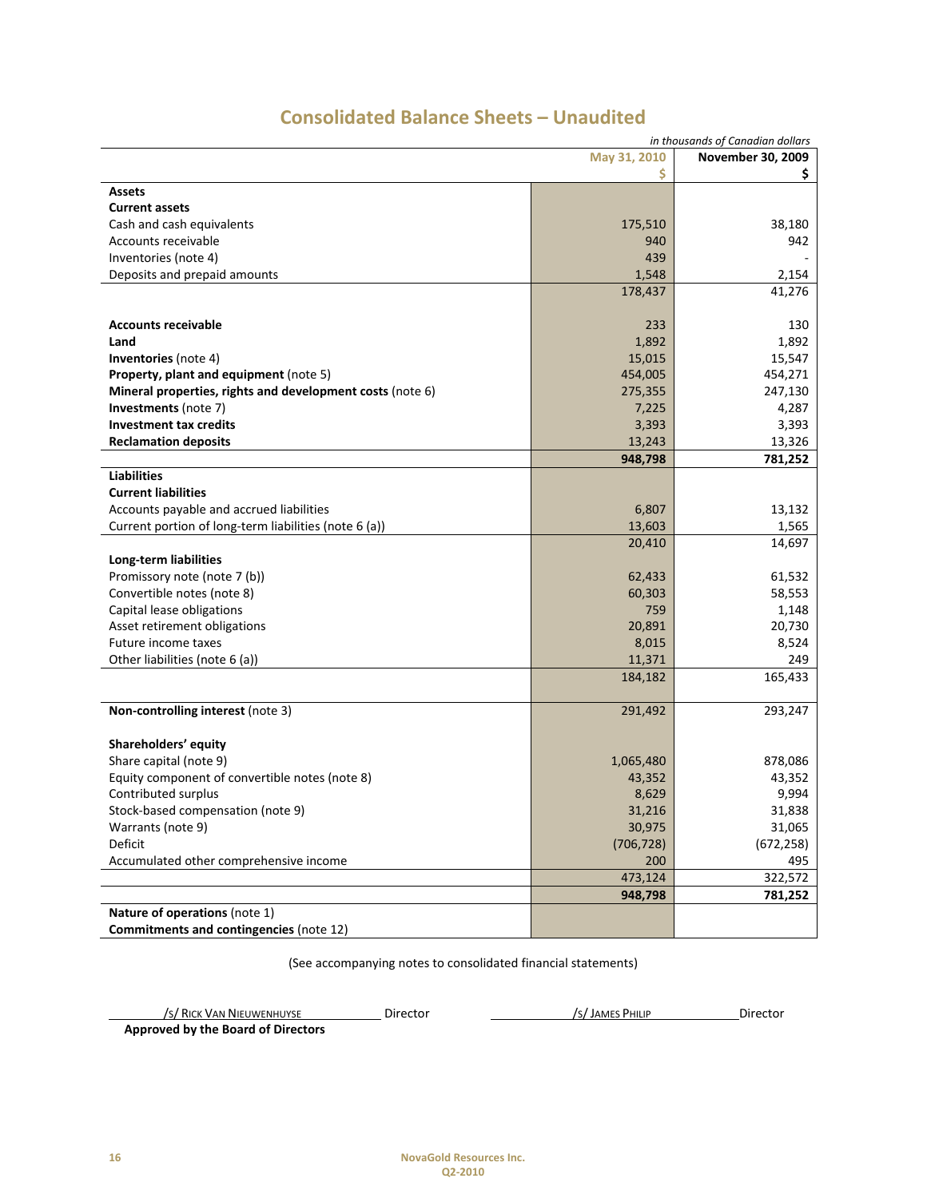# Consolidated Balance Sheets – Unaudited

*in thousands of Canadian dollars*

| | May 31, 2010<br>$ | November 30, 2009<br>$ |
|---|---|---|
| **Assets** | | |
| **Current assets** | | |
| Cash and cash equivalents | 175,510 | 38,180 |
| Accounts receivable | 940 | 942 |
| Inventories (note 4) | 439 | - |
| Deposits and prepaid amounts | 1,548 | 2,154 |
| | 178,437 | 41,276 |
| | | |
| **Accounts receivable** | 233 | 130 |
| **Land** | 1,892 | 1,892 |
| **Inventories** (note 4) | 15,015 | 15,547 |
| **Property, plant and equipment** (note 5) | 454,005 | 454,271 |
| **Mineral properties, rights and development costs** (note 6) | 275,355 | 247,130 |
| **Investments** (note 7) | 7,225 | 4,287 |
| **Investment tax credits** | 3,393 | 3,393 |
| **Reclamation deposits** | 13,243 | 13,326 |
| | **948,798** | **781,252** |
| **Liabilities** | | |
| **Current liabilities** | | |
| Accounts payable and accrued liabilities | 6,807 | 13,132 |
| Current portion of long-term liabilities (note 6 (a)) | 13,603 | 1,565 |
| | 20,410 | 14,697 |
| **Long-term liabilities** | | |
| Promissory note (note 7 (b)) | 62,433 | 61,532 |
| Convertible notes (note 8) | 60,303 | 58,553 |
| Capital lease obligations | 759 | 1,148 |
| Asset retirement obligations | 20,891 | 20,730 |
| Future income taxes | 8,015 | 8,524 |
| Other liabilities (note 6 (a)) | 11,371 | 249 |
| | 184,182 | 165,433 |
| | | |
| **Non-controlling interest** (note 3) | 291,492 | 293,247 |
| | | |
| **Shareholders' equity** | | |
| Share capital (note 9) | 1,065,480 | 878,086 |
| Equity component of convertible notes (note 8) | 43,352 | 43,352 |
| Contributed surplus | 8,629 | 9,994 |
| Stock-based compensation (note 9) | 31,216 | 31,838 |
| Warrants (note 9) | 30,975 | 31,065 |
| Deficit | (706,728) | (672,258) |
| Accumulated other comprehensive income | 200 | 495 |
| | 473,124 | 322,572 |
| | **948,798** | **781,252** |
| **Nature of operations** (note 1) | | |
| **Commitments and contingencies** (note 12) | | |

(See accompanying notes to consolidated financial statements)

/s/ Rick Van Nieuwenhuyse Director &nbsp;&nbsp;&nbsp;&nbsp; /s/ James Philip Director

**Approved by the Board of Directors**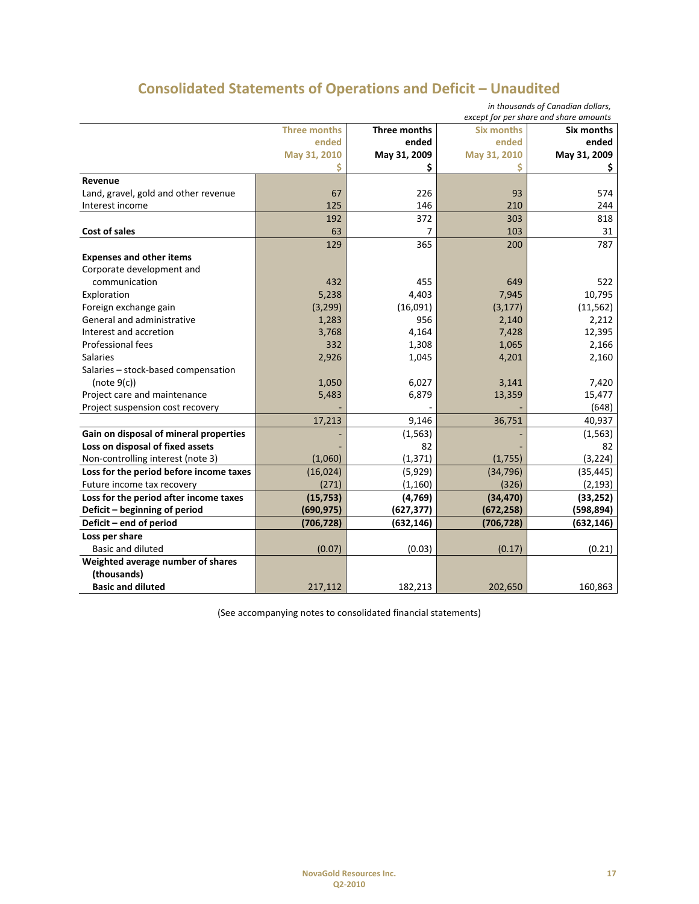# Consolidated Statements of Operations and Deficit – Unaudited

*in thousands of Canadian dollars, except for per share and share amounts*

| | Three months ended May 31, 2010 $ | Three months ended May 31, 2009 $ | Six months ended May 31, 2010 $ | Six months ended May 31, 2009 $ |
|---|---|---|---|---|
| **Revenue** | | | | |
| Land, gravel, gold and other revenue | 67 | 226 | 93 | 574 |
| Interest income | 125 | 146 | 210 | 244 |
| | 192 | 372 | 303 | 818 |
| **Cost of sales** | 63 | 7 | 103 | 31 |
| | 129 | 365 | 200 | 787 |
| **Expenses and other items** | | | | |
| Corporate development and communication | 432 | 455 | 649 | 522 |
| Exploration | 5,238 | 4,403 | 7,945 | 10,795 |
| Foreign exchange gain | (3,299) | (16,091) | (3,177) | (11,562) |
| General and administrative | 1,283 | 956 | 2,140 | 2,212 |
| Interest and accretion | 3,768 | 4,164 | 7,428 | 12,395 |
| Professional fees | 332 | 1,308 | 1,065 | 2,166 |
| Salaries | 2,926 | 1,045 | 4,201 | 2,160 |
| Salaries – stock-based compensation (note 9(c)) | 1,050 | 6,027 | 3,141 | 7,420 |
| Project care and maintenance | 5,483 | 6,879 | 13,359 | 15,477 |
| Project suspension cost recovery | - | - | - | (648) |
| | 17,213 | 9,146 | 36,751 | 40,937 |
| **Gain on disposal of mineral properties** | - | (1,563) | - | (1,563) |
| **Loss on disposal of fixed assets** | - | 82 | - | 82 |
| Non-controlling interest (note 3) | (1,060) | (1,371) | (1,755) | (3,224) |
| **Loss for the period before income taxes** | (16,024) | (5,929) | (34,796) | (35,445) |
| Future income tax recovery | (271) | (1,160) | (326) | (2,193) |
| **Loss for the period after income taxes** | **(15,753)** | **(4,769)** | **(34,470)** | **(33,252)** |
| **Deficit – beginning of period** | **(690,975)** | **(627,377)** | **(672,258)** | **(598,894)** |
| **Deficit – end of period** | **(706,728)** | **(632,146)** | **(706,728)** | **(632,146)** |
| **Loss per share** | | | | |
| Basic and diluted | (0.07) | (0.03) | (0.17) | (0.21) |
| **Weighted average number of shares (thousands)** | | | | |
| **Basic and diluted** | 217,112 | 182,213 | 202,650 | 160,863 |

(See accompanying notes to consolidated financial statements)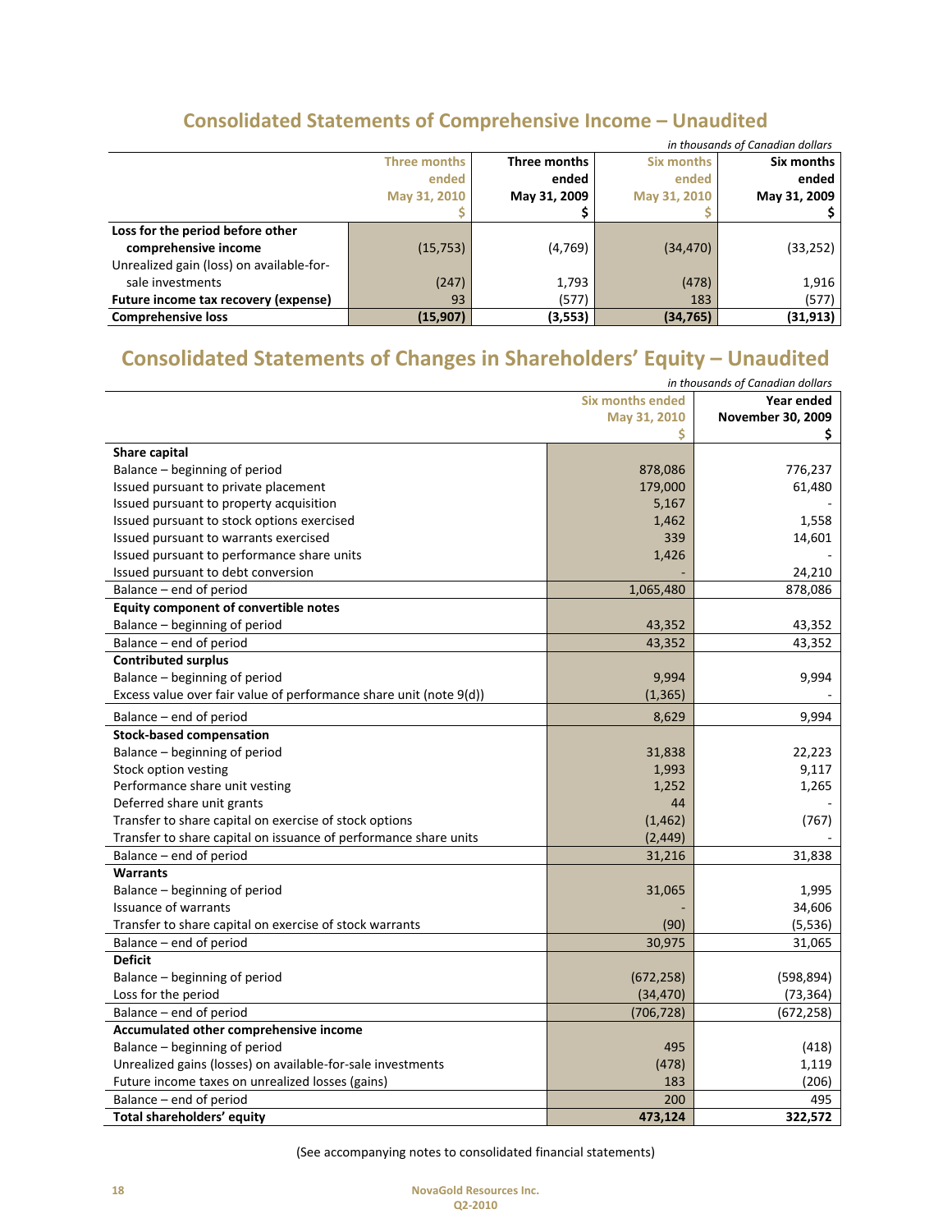## Consolidated Statements of Comprehensive Income – Unaudited

*in thousands of Canadian dollars*

| | Three months ended May 31, 2010 $ | Three months ended May 31, 2009 $ | Six months ended May 31, 2010 $ | Six months ended May 31, 2009 $ |
|---|---|---|---|---|
| **Loss for the period before other comprehensive income** | (15,753) | (4,769) | (34,470) | (33,252) |
| Unrealized gain (loss) on available-for-sale investments | (247) | 1,793 | (478) | 1,916 |
| **Future income tax recovery (expense)** | 93 | (577) | 183 | (577) |
| **Comprehensive loss** | **(15,907)** | **(3,553)** | **(34,765)** | **(31,913)** |

## Consolidated Statements of Changes in Shareholders' Equity – Unaudited

*in thousands of Canadian dollars*

| | Six months ended May 31, 2010 $ | Year ended November 30, 2009 $ |
|---|---|---|
| **Share capital** | | |
| Balance – beginning of period | 878,086 | 776,237 |
| Issued pursuant to private placement | 179,000 | 61,480 |
| Issued pursuant to property acquisition | 5,167 | - |
| Issued pursuant to stock options exercised | 1,462 | 1,558 |
| Issued pursuant to warrants exercised | 339 | 14,601 |
| Issued pursuant to performance share units | 1,426 | - |
| Issued pursuant to debt conversion | - | 24,210 |
| Balance – end of period | 1,065,480 | 878,086 |
| **Equity component of convertible notes** | | |
| Balance – beginning of period | 43,352 | 43,352 |
| Balance – end of period | 43,352 | 43,352 |
| **Contributed surplus** | | |
| Balance – beginning of period | 9,994 | 9,994 |
| Excess value over fair value of performance share unit (note 9(d)) | (1,365) | - |
| Balance – end of period | 8,629 | 9,994 |
| **Stock-based compensation** | | |
| Balance – beginning of period | 31,838 | 22,223 |
| Stock option vesting | 1,993 | 9,117 |
| Performance share unit vesting | 1,252 | 1,265 |
| Deferred share unit grants | 44 | - |
| Transfer to share capital on exercise of stock options | (1,462) | (767) |
| Transfer to share capital on issuance of performance share units | (2,449) | - |
| Balance – end of period | 31,216 | 31,838 |
| **Warrants** | | |
| Balance – beginning of period | 31,065 | 1,995 |
| Issuance of warrants | - | 34,606 |
| Transfer to share capital on exercise of stock warrants | (90) | (5,536) |
| Balance – end of period | 30,975 | 31,065 |
| **Deficit** | | |
| Balance – beginning of period | (672,258) | (598,894) |
| Loss for the period | (34,470) | (73,364) |
| Balance – end of period | (706,728) | (672,258) |
| **Accumulated other comprehensive income** | | |
| Balance – beginning of period | 495 | (418) |
| Unrealized gains (losses) on available-for-sale investments | (478) | 1,119 |
| Future income taxes on unrealized losses (gains) | 183 | (206) |
| Balance – end of period | 200 | 495 |
| **Total shareholders' equity** | **473,124** | **322,572** |

(See accompanying notes to consolidated financial statements)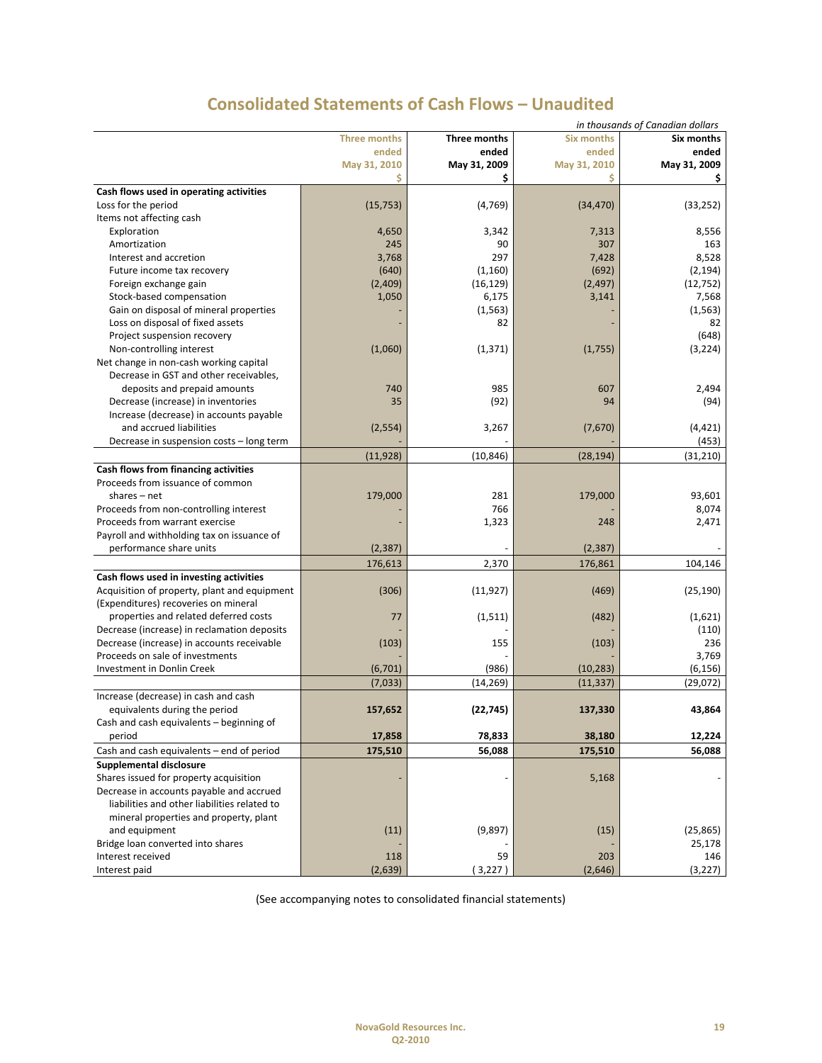# Consolidated Statements of Cash Flows – Unaudited

*in thousands of Canadian dollars*

| | Three months ended May 31, 2010 $ | Three months ended May 31, 2009 $ | Six months ended May 31, 2010 $ | Six months ended May 31, 2009 $ |
|---|---|---|---|---|
| **Cash flows used in operating activities** | | | | |
| Loss for the period | (15,753) | (4,769) | (34,470) | (33,252) |
| Items not affecting cash | | | | |
| Exploration | 4,650 | 3,342 | 7,313 | 8,556 |
| Amortization | 245 | 90 | 307 | 163 |
| Interest and accretion | 3,768 | 297 | 7,428 | 8,528 |
| Future income tax recovery | (640) | (1,160) | (692) | (2,194) |
| Foreign exchange gain | (2,409) | (16,129) | (2,497) | (12,752) |
| Stock-based compensation | 1,050 | 6,175 | 3,141 | 7,568 |
| Gain on disposal of mineral properties | - | (1,563) | - | (1,563) |
| Loss on disposal of fixed assets | - | 82 | - | 82 |
| Project suspension recovery | | | | (648) |
| Non-controlling interest | (1,060) | (1,371) | (1,755) | (3,224) |
| Net change in non-cash working capital | | | | |
| Decrease in GST and other receivables, deposits and prepaid amounts | 740 | 985 | 607 | 2,494 |
| Decrease (increase) in inventories | 35 | (92) | 94 | (94) |
| Increase (decrease) in accounts payable and accrued liabilities | (2,554) | 3,267 | (7,670) | (4,421) |
| Decrease in suspension costs – long term | - | - | - | (453) |
| | (11,928) | (10,846) | (28,194) | (31,210) |
| **Cash flows from financing activities** | | | | |
| Proceeds from issuance of common shares – net | 179,000 | 281 | 179,000 | 93,601 |
| Proceeds from non-controlling interest | - | 766 | - | 8,074 |
| Proceeds from warrant exercise | - | 1,323 | 248 | 2,471 |
| Payroll and withholding tax on issuance of performance share units | (2,387) | - | (2,387) | - |
| | 176,613 | 2,370 | 176,861 | 104,146 |
| **Cash flows used in investing activities** | | | | |
| Acquisition of property, plant and equipment | (306) | (11,927) | (469) | (25,190) |
| (Expenditures) recoveries on mineral properties and related deferred costs | 77 | (1,511) | (482) | (1,621) |
| Decrease (increase) in reclamation deposits | - | - | - | (110) |
| Decrease (increase) in accounts receivable | (103) | 155 | (103) | 236 |
| Proceeds on sale of investments | - | - | - | 3,769 |
| Investment in Donlin Creek | (6,701) | (986) | (10,283) | (6,156) |
| | (7,033) | (14,269) | (11,337) | (29,072) |
| Increase (decrease) in cash and cash equivalents during the period | **157,652** | **(22,745)** | **137,330** | **43,864** |
| Cash and cash equivalents – beginning of period | **17,858** | **78,833** | **38,180** | **12,224** |
| Cash and cash equivalents – end of period | **175,510** | **56,088** | **175,510** | **56,088** |
| **Supplemental disclosure** | | | | |
| Shares issued for property acquisition | - | - | 5,168 | - |
| Decrease in accounts payable and accrued liabilities and other liabilities related to mineral properties and property, plant and equipment | (11) | (9,897) | (15) | (25,865) |
| Bridge loan converted into shares | - | - | - | 25,178 |
| Interest received | 118 | 59 | 203 | 146 |
| Interest paid | (2,639) | (3,227) | (2,646) | (3,227) |

(See accompanying notes to consolidated financial statements)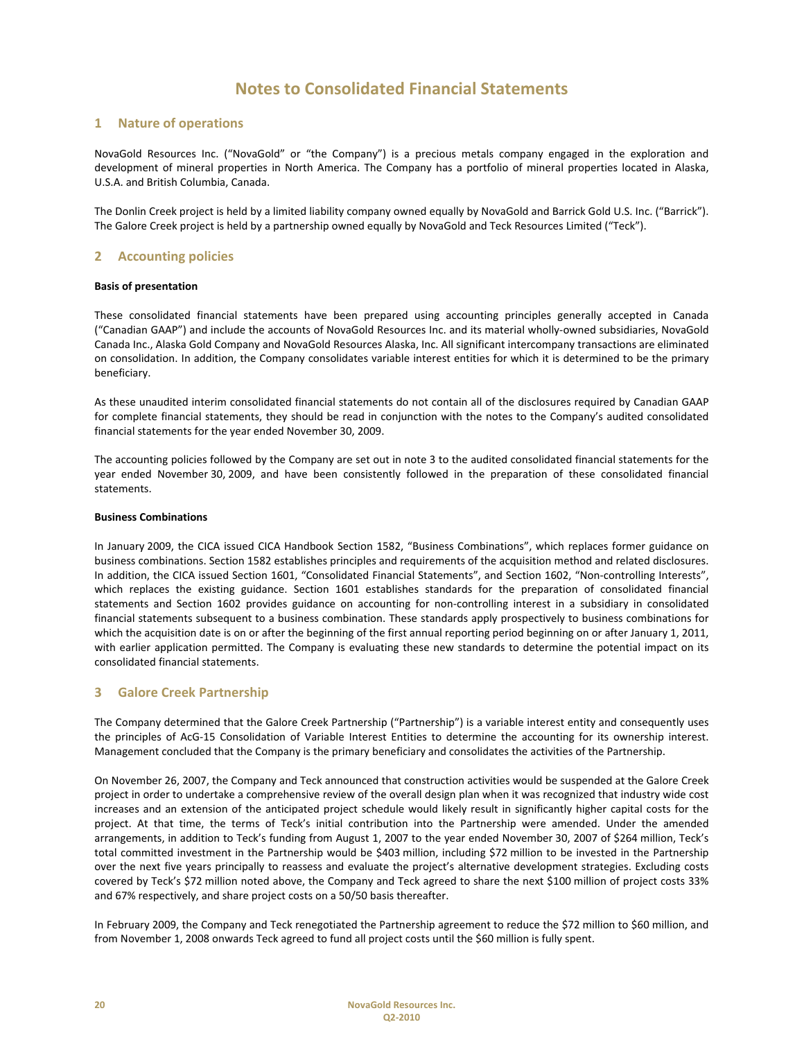# Notes to Consolidated Financial Statements

## 1 Nature of operations

NovaGold Resources Inc. ("NovaGold" or "the Company") is a precious metals company engaged in the exploration and development of mineral properties in North America. The Company has a portfolio of mineral properties located in Alaska, U.S.A. and British Columbia, Canada.

The Donlin Creek project is held by a limited liability company owned equally by NovaGold and Barrick Gold U.S. Inc. ("Barrick"). The Galore Creek project is held by a partnership owned equally by NovaGold and Teck Resources Limited ("Teck").

## 2 Accounting policies

**Basis of presentation**

These consolidated financial statements have been prepared using accounting principles generally accepted in Canada ("Canadian GAAP") and include the accounts of NovaGold Resources Inc. and its material wholly-owned subsidiaries, NovaGold Canada Inc., Alaska Gold Company and NovaGold Resources Alaska, Inc. All significant intercompany transactions are eliminated on consolidation. In addition, the Company consolidates variable interest entities for which it is determined to be the primary beneficiary.

As these unaudited interim consolidated financial statements do not contain all of the disclosures required by Canadian GAAP for complete financial statements, they should be read in conjunction with the notes to the Company's audited consolidated financial statements for the year ended November 30, 2009.

The accounting policies followed by the Company are set out in note 3 to the audited consolidated financial statements for the year ended November 30, 2009, and have been consistently followed in the preparation of these consolidated financial statements.

**Business Combinations**

In January 2009, the CICA issued CICA Handbook Section 1582, "Business Combinations", which replaces former guidance on business combinations. Section 1582 establishes principles and requirements of the acquisition method and related disclosures. In addition, the CICA issued Section 1601, "Consolidated Financial Statements", and Section 1602, "Non-controlling Interests", which replaces the existing guidance. Section 1601 establishes standards for the preparation of consolidated financial statements and Section 1602 provides guidance on accounting for non-controlling interest in a subsidiary in consolidated financial statements subsequent to a business combination. These standards apply prospectively to business combinations for which the acquisition date is on or after the beginning of the first annual reporting period beginning on or after January 1, 2011, with earlier application permitted. The Company is evaluating these new standards to determine the potential impact on its consolidated financial statements.

## 3 Galore Creek Partnership

The Company determined that the Galore Creek Partnership ("Partnership") is a variable interest entity and consequently uses the principles of AcG-15 Consolidation of Variable Interest Entities to determine the accounting for its ownership interest. Management concluded that the Company is the primary beneficiary and consolidates the activities of the Partnership.

On November 26, 2007, the Company and Teck announced that construction activities would be suspended at the Galore Creek project in order to undertake a comprehensive review of the overall design plan when it was recognized that industry wide cost increases and an extension of the anticipated project schedule would likely result in significantly higher capital costs for the project. At that time, the terms of Teck's initial contribution into the Partnership were amended. Under the amended arrangements, in addition to Teck's funding from August 1, 2007 to the year ended November 30, 2007 of $264 million, Teck's total committed investment in the Partnership would be $403 million, including $72 million to be invested in the Partnership over the next five years principally to reassess and evaluate the project's alternative development strategies. Excluding costs covered by Teck's $72 million noted above, the Company and Teck agreed to share the next $100 million of project costs 33% and 67% respectively, and share project costs on a 50/50 basis thereafter.

In February 2009, the Company and Teck renegotiated the Partnership agreement to reduce the $72 million to $60 million, and from November 1, 2008 onwards Teck agreed to fund all project costs until the $60 million is fully spent.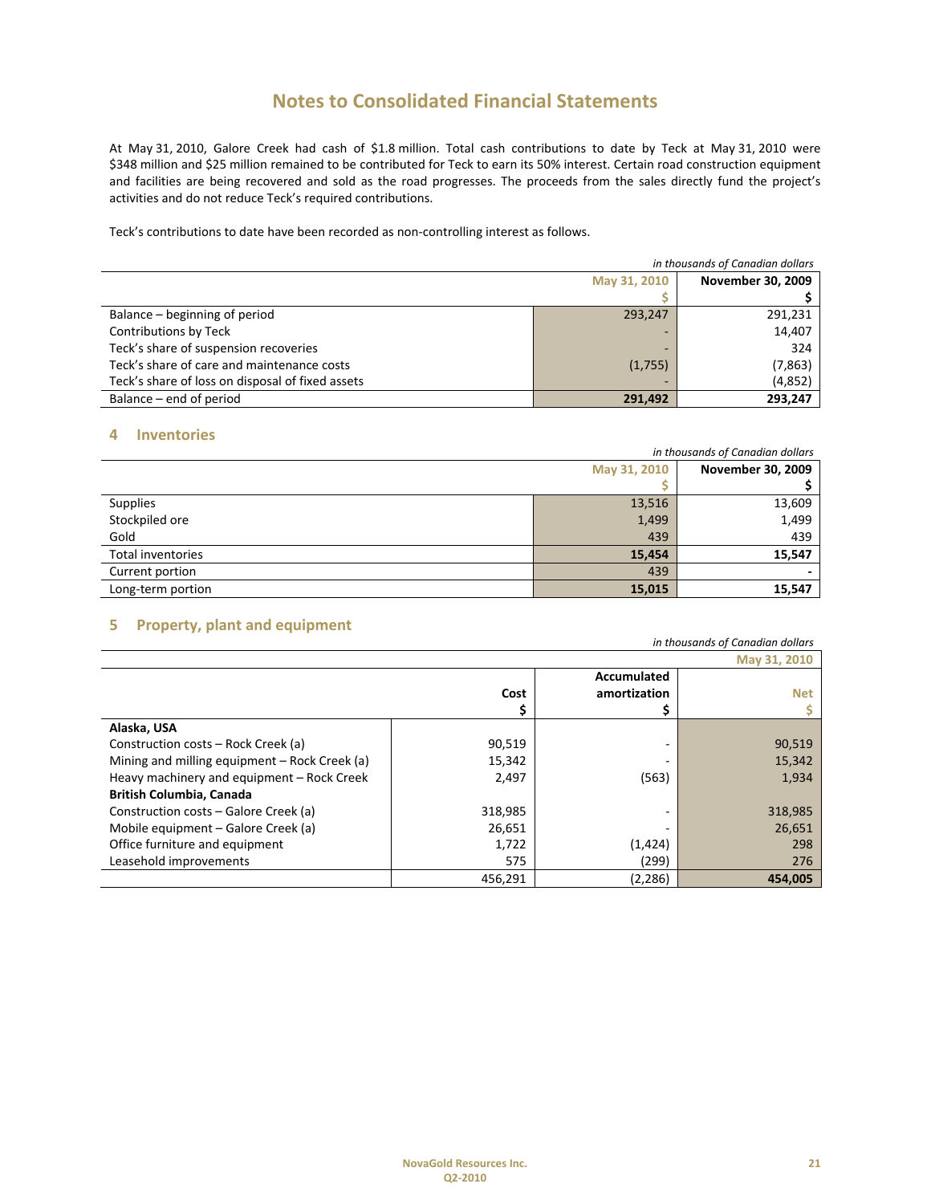# Notes to Consolidated Financial Statements

At May 31, 2010, Galore Creek had cash of $1.8 million. Total cash contributions to date by Teck at May 31, 2010 were $348 million and $25 million remained to be contributed for Teck to earn its 50% interest. Certain road construction equipment and facilities are being recovered and sold as the road progresses. The proceeds from the sales directly fund the project's activities and do not reduce Teck's required contributions.

Teck's contributions to date have been recorded as non-controlling interest as follows.

*in thousands of Canadian dollars*

| | May 31, 2010<br>$ | November 30, 2009<br>$ |
|---|---|---|
| Balance – beginning of period | 293,247 | 291,231 |
| Contributions by Teck | - | 14,407 |
| Teck's share of suspension recoveries | - | 324 |
| Teck's share of care and maintenance costs | (1,755) | (7,863) |
| Teck's share of loss on disposal of fixed assets | - | (4,852) |
| Balance – end of period | **291,492** | **293,247** |

## 4 Inventories

*in thousands of Canadian dollars*

| | May 31, 2010<br>$ | November 30, 2009<br>$ |
|---|---|---|
| Supplies | 13,516 | 13,609 |
| Stockpiled ore | 1,499 | 1,499 |
| Gold | 439 | 439 |
| Total inventories | **15,454** | **15,547** |
| Current portion | 439 | - |
| Long-term portion | **15,015** | **15,547** |

## 5 Property, plant and equipment

*in thousands of Canadian dollars*

| | | | May 31, 2010 |
|---|---|---|---|
| | Cost<br>$ | Accumulated amortization<br>$ | Net<br>$ |
| **Alaska, USA** | | | |
| Construction costs – Rock Creek (a) | 90,519 | - | 90,519 |
| Mining and milling equipment – Rock Creek (a) | 15,342 | - | 15,342 |
| Heavy machinery and equipment – Rock Creek | 2,497 | (563) | 1,934 |
| **British Columbia, Canada** | | | |
| Construction costs – Galore Creek (a) | 318,985 | - | 318,985 |
| Mobile equipment – Galore Creek (a) | 26,651 | - | 26,651 |
| Office furniture and equipment | 1,722 | (1,424) | 298 |
| Leasehold improvements | 575 | (299) | 276 |
| | 456,291 | (2,286) | **454,005** |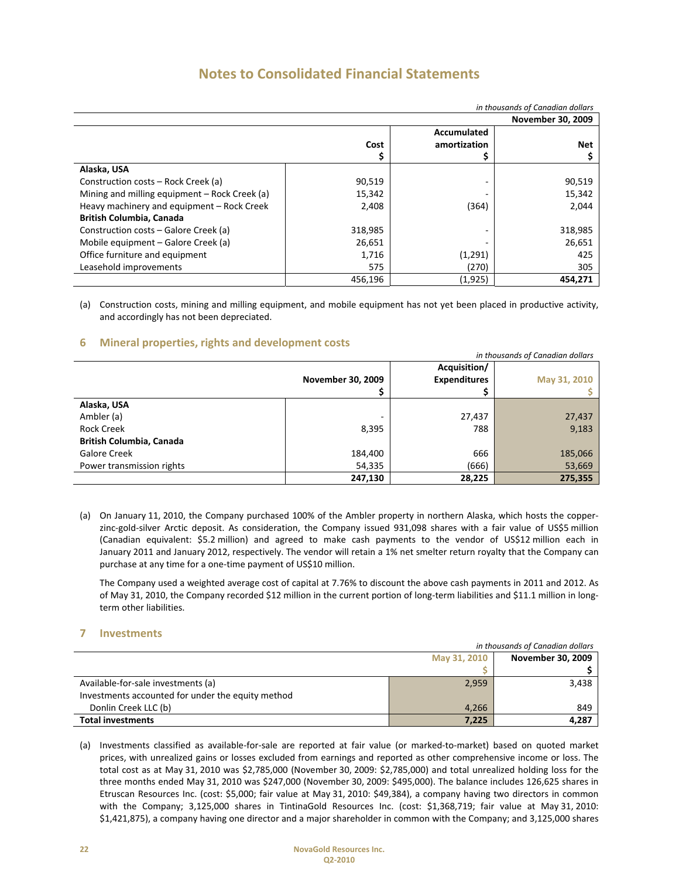# Notes to Consolidated Financial Statements

*in thousands of Canadian dollars*

| | November 30, 2009 | | |
|---|---|---|---|
| | Cost<br>$ | Accumulated amortization<br>$ | Net<br>$ |
| **Alaska, USA** | | | |
| Construction costs – Rock Creek (a) | 90,519 | - | 90,519 |
| Mining and milling equipment – Rock Creek (a) | 15,342 | - | 15,342 |
| Heavy machinery and equipment – Rock Creek | 2,408 | (364) | 2,044 |
| **British Columbia, Canada** | | | |
| Construction costs – Galore Creek (a) | 318,985 | - | 318,985 |
| Mobile equipment – Galore Creek (a) | 26,651 | - | 26,651 |
| Office furniture and equipment | 1,716 | (1,291) | 425 |
| Leasehold improvements | 575 | (270) | 305 |
| | 456,196 | (1,925) | **454,271** |

(a) Construction costs, mining and milling equipment, and mobile equipment has not yet been placed in productive activity, and accordingly has not been depreciated.

## 6 Mineral properties, rights and development costs

*in thousands of Canadian dollars*

| | November 30, 2009<br>$ | Acquisition/ Expenditures<br>$ | May 31, 2010<br>$ |
|---|---|---|---|
| **Alaska, USA** | | | |
| Ambler (a) | - | 27,437 | 27,437 |
| Rock Creek | 8,395 | 788 | 9,183 |
| **British Columbia, Canada** | | | |
| Galore Creek | 184,400 | 666 | 185,066 |
| Power transmission rights | 54,335 | (666) | 53,669 |
| | **247,130** | **28,225** | **275,355** |

(a) On January 11, 2010, the Company purchased 100% of the Ambler property in northern Alaska, which hosts the copper-zinc-gold-silver Arctic deposit. As consideration, the Company issued 931,098 shares with a fair value of US$5 million (Canadian equivalent: $5.2 million) and agreed to make cash payments to the vendor of US$12 million each in January 2011 and January 2012, respectively. The vendor will retain a 1% net smelter return royalty that the Company can purchase at any time for a one-time payment of US$10 million.

The Company used a weighted average cost of capital at 7.76% to discount the above cash payments in 2011 and 2012. As of May 31, 2010, the Company recorded $12 million in the current portion of long-term liabilities and $11.1 million in long-term other liabilities.

## 7 Investments

*in thousands of Canadian dollars*

| | May 31, 2010<br>$ | November 30, 2009<br>$ |
|---|---|---|
| Available-for-sale investments (a) | 2,959 | 3,438 |
| Investments accounted for under the equity method | | |
| Donlin Creek LLC (b) | 4,266 | 849 |
| **Total investments** | **7,225** | **4,287** |

(a) Investments classified as available-for-sale are reported at fair value (or marked-to-market) based on quoted market prices, with unrealized gains or losses excluded from earnings and reported as other comprehensive income or loss. The total cost as at May 31, 2010 was $2,785,000 (November 30, 2009: $2,785,000) and total unrealized holding loss for the three months ended May 31, 2010 was $247,000 (November 30, 2009: $495,000). The balance includes 126,625 shares in Etruscan Resources Inc. (cost: $5,000; fair value at May 31, 2010: $49,384), a company having two directors in common with the Company; 3,125,000 shares in TintinaGold Resources Inc. (cost: $1,368,719; fair value at May 31, 2010: $1,421,875), a company having one director and a major shareholder in common with the Company; and 3,125,000 shares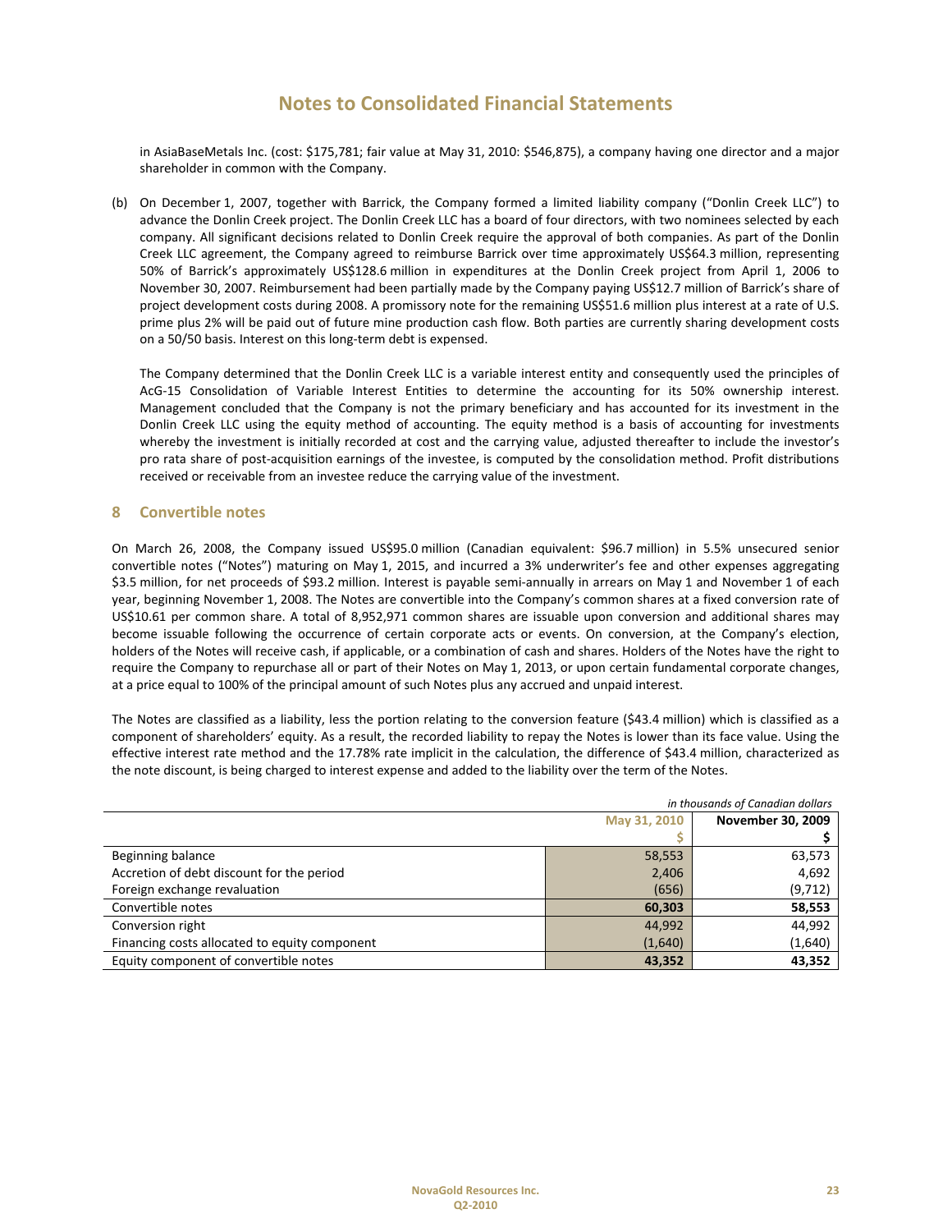# Notes to Consolidated Financial Statements

in AsiaBaseMetals Inc. (cost: $175,781; fair value at May 31, 2010: $546,875), a company having one director and a major shareholder in common with the Company.

(b) On December 1, 2007, together with Barrick, the Company formed a limited liability company ("Donlin Creek LLC") to advance the Donlin Creek project. The Donlin Creek LLC has a board of four directors, with two nominees selected by each company. All significant decisions related to Donlin Creek require the approval of both companies. As part of the Donlin Creek LLC agreement, the Company agreed to reimburse Barrick over time approximately US$64.3 million, representing 50% of Barrick's approximately US$128.6 million in expenditures at the Donlin Creek project from April 1, 2006 to November 30, 2007. Reimbursement had been partially made by the Company paying US$12.7 million of Barrick's share of project development costs during 2008. A promissory note for the remaining US$51.6 million plus interest at a rate of U.S. prime plus 2% will be paid out of future mine production cash flow. Both parties are currently sharing development costs on a 50/50 basis. Interest on this long-term debt is expensed.

The Company determined that the Donlin Creek LLC is a variable interest entity and consequently used the principles of AcG-15 Consolidation of Variable Interest Entities to determine the accounting for its 50% ownership interest. Management concluded that the Company is not the primary beneficiary and has accounted for its investment in the Donlin Creek LLC using the equity method of accounting. The equity method is a basis of accounting for investments whereby the investment is initially recorded at cost and the carrying value, adjusted thereafter to include the investor's pro rata share of post-acquisition earnings of the investee, is computed by the consolidation method. Profit distributions received or receivable from an investee reduce the carrying value of the investment.

## 8 Convertible notes

On March 26, 2008, the Company issued US$95.0 million (Canadian equivalent: $96.7 million) in 5.5% unsecured senior convertible notes ("Notes") maturing on May 1, 2015, and incurred a 3% underwriter's fee and other expenses aggregating $3.5 million, for net proceeds of $93.2 million. Interest is payable semi-annually in arrears on May 1 and November 1 of each year, beginning November 1, 2008. The Notes are convertible into the Company's common shares at a fixed conversion rate of US$10.61 per common share. A total of 8,952,971 common shares are issuable upon conversion and additional shares may become issuable following the occurrence of certain corporate acts or events. On conversion, at the Company's election, holders of the Notes will receive cash, if applicable, or a combination of cash and shares. Holders of the Notes have the right to require the Company to repurchase all or part of their Notes on May 1, 2013, or upon certain fundamental corporate changes, at a price equal to 100% of the principal amount of such Notes plus any accrued and unpaid interest.

The Notes are classified as a liability, less the portion relating to the conversion feature ($43.4 million) which is classified as a component of shareholders' equity. As a result, the recorded liability to repay the Notes is lower than its face value. Using the effective interest rate method and the 17.78% rate implicit in the calculation, the difference of $43.4 million, characterized as the note discount, is being charged to interest expense and added to the liability over the term of the Notes.

*in thousands of Canadian dollars*

| | May 31, 2010 | November 30, 2009 |
|---|---|---|
| | $ | $ |
| Beginning balance | 58,553 | 63,573 |
| Accretion of debt discount for the period | 2,406 | 4,692 |
| Foreign exchange revaluation | (656) | (9,712) |
| **Convertible notes** | **60,303** | **58,553** |
| Conversion right | 44,992 | 44,992 |
| Financing costs allocated to equity component | (1,640) | (1,640) |
| **Equity component of convertible notes** | **43,352** | **43,352** |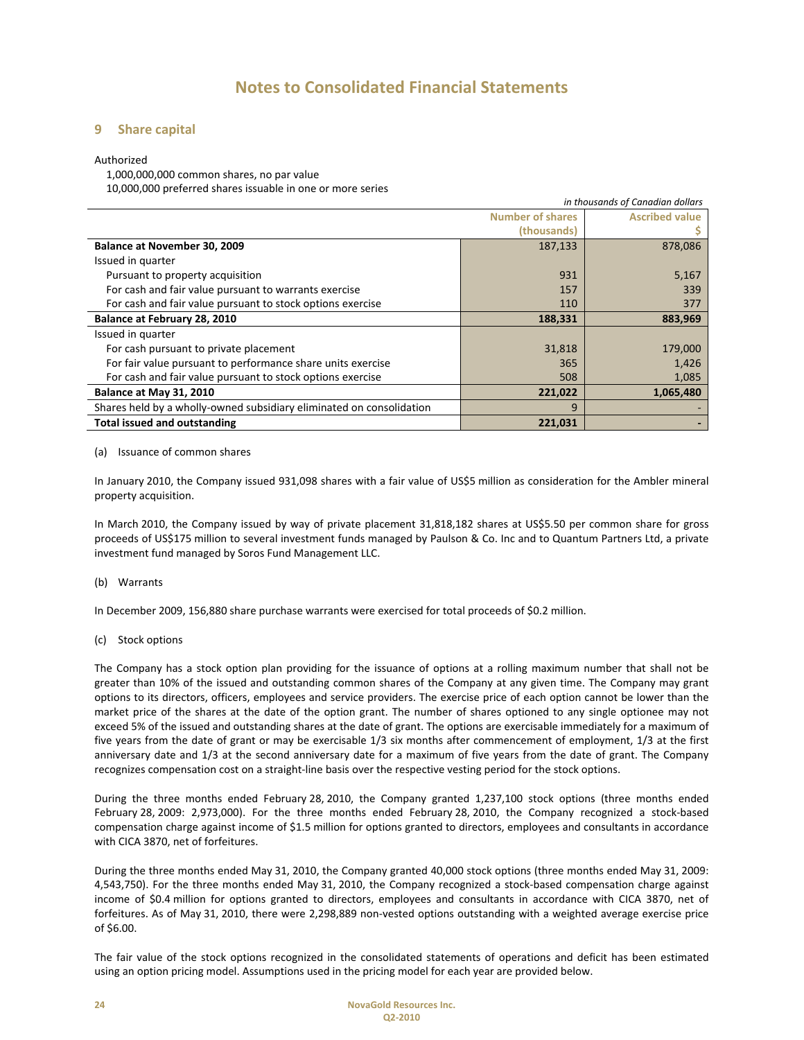## Notes to Consolidated Financial Statements

### 9 Share capital

Authorized
1,000,000,000 common shares, no par value
10,000,000 preferred shares issuable in one or more series

*in thousands of Canadian dollars*

| | Number of shares (thousands) | Ascribed value $ |
|---|---|---|
| **Balance at November 30, 2009** | 187,133 | 878,086 |
| Issued in quarter | | |
| Pursuant to property acquisition | 931 | 5,167 |
| For cash and fair value pursuant to warrants exercise | 157 | 339 |
| For cash and fair value pursuant to stock options exercise | 110 | 377 |
| **Balance at February 28, 2010** | **188,331** | **883,969** |
| Issued in quarter | | |
| For cash pursuant to private placement | 31,818 | 179,000 |
| For fair value pursuant to performance share units exercise | 365 | 1,426 |
| For cash and fair value pursuant to stock options exercise | 508 | 1,085 |
| **Balance at May 31, 2010** | **221,022** | **1,065,480** |
| Shares held by a wholly-owned subsidiary eliminated on consolidation | 9 | - |
| **Total issued and outstanding** | **221,031** | **-** |

(a) Issuance of common shares

In January 2010, the Company issued 931,098 shares with a fair value of US$5 million as consideration for the Ambler mineral property acquisition.

In March 2010, the Company issued by way of private placement 31,818,182 shares at US$5.50 per common share for gross proceeds of US$175 million to several investment funds managed by Paulson & Co. Inc and to Quantum Partners Ltd, a private investment fund managed by Soros Fund Management LLC.

(b) Warrants

In December 2009, 156,880 share purchase warrants were exercised for total proceeds of $0.2 million.

(c) Stock options

The Company has a stock option plan providing for the issuance of options at a rolling maximum number that shall not be greater than 10% of the issued and outstanding common shares of the Company at any given time. The Company may grant options to its directors, officers, employees and service providers. The exercise price of each option cannot be lower than the market price of the shares at the date of the option grant. The number of shares optioned to any single optionee may not exceed 5% of the issued and outstanding shares at the date of grant. The options are exercisable immediately for a maximum of five years from the date of grant or may be exercisable 1/3 six months after commencement of employment, 1/3 at the first anniversary date and 1/3 at the second anniversary date for a maximum of five years from the date of grant. The Company recognizes compensation cost on a straight-line basis over the respective vesting period for the stock options.

During the three months ended February 28, 2010, the Company granted 1,237,100 stock options (three months ended February 28, 2009: 2,973,000). For the three months ended February 28, 2010, the Company recognized a stock-based compensation charge against income of $1.5 million for options granted to directors, employees and consultants in accordance with CICA 3870, net of forfeitures.

During the three months ended May 31, 2010, the Company granted 40,000 stock options (three months ended May 31, 2009: 4,543,750). For the three months ended May 31, 2010, the Company recognized a stock-based compensation charge against income of $0.4 million for options granted to directors, employees and consultants in accordance with CICA 3870, net of forfeitures. As of May 31, 2010, there were 2,298,889 non-vested options outstanding with a weighted average exercise price of $6.00.

The fair value of the stock options recognized in the consolidated statements of operations and deficit has been estimated using an option pricing model. Assumptions used in the pricing model for each year are provided below.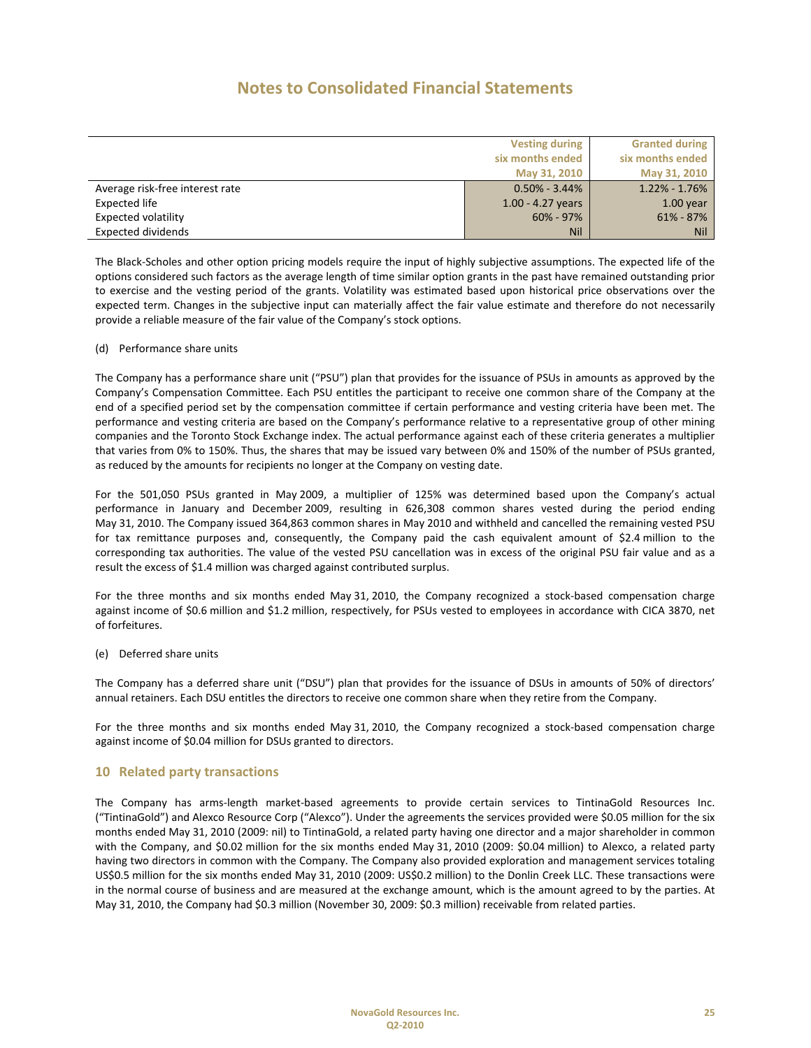# Notes to Consolidated Financial Statements

| | Vesting during six months ended May 31, 2010 | Granted during six months ended May 31, 2010 |
|---|---|---|
| Average risk-free interest rate | 0.50% - 3.44% | 1.22% - 1.76% |
| Expected life | 1.00 - 4.27 years | 1.00 year |
| Expected volatility | 60% - 97% | 61% - 87% |
| Expected dividends | Nil | Nil |

The Black-Scholes and other option pricing models require the input of highly subjective assumptions. The expected life of the options considered such factors as the average length of time similar option grants in the past have remained outstanding prior to exercise and the vesting period of the grants. Volatility was estimated based upon historical price observations over the expected term. Changes in the subjective input can materially affect the fair value estimate and therefore do not necessarily provide a reliable measure of the fair value of the Company's stock options.

(d) Performance share units

The Company has a performance share unit ("PSU") plan that provides for the issuance of PSUs in amounts as approved by the Company's Compensation Committee. Each PSU entitles the participant to receive one common share of the Company at the end of a specified period set by the compensation committee if certain performance and vesting criteria have been met. The performance and vesting criteria are based on the Company's performance relative to a representative group of other mining companies and the Toronto Stock Exchange index. The actual performance against each of these criteria generates a multiplier that varies from 0% to 150%. Thus, the shares that may be issued vary between 0% and 150% of the number of PSUs granted, as reduced by the amounts for recipients no longer at the Company on vesting date.

For the 501,050 PSUs granted in May 2009, a multiplier of 125% was determined based upon the Company's actual performance in January and December 2009, resulting in 626,308 common shares vested during the period ending May 31, 2010. The Company issued 364,863 common shares in May 2010 and withheld and cancelled the remaining vested PSU for tax remittance purposes and, consequently, the Company paid the cash equivalent amount of $2.4 million to the corresponding tax authorities. The value of the vested PSU cancellation was in excess of the original PSU fair value and as a result the excess of $1.4 million was charged against contributed surplus.

For the three months and six months ended May 31, 2010, the Company recognized a stock-based compensation charge against income of $0.6 million and $1.2 million, respectively, for PSUs vested to employees in accordance with CICA 3870, net of forfeitures.

(e) Deferred share units

The Company has a deferred share unit ("DSU") plan that provides for the issuance of DSUs in amounts of 50% of directors' annual retainers. Each DSU entitles the directors to receive one common share when they retire from the Company.

For the three months and six months ended May 31, 2010, the Company recognized a stock-based compensation charge against income of $0.04 million for DSUs granted to directors.

## 10 Related party transactions

The Company has arms-length market-based agreements to provide certain services to TintinaGold Resources Inc. ("TintinaGold") and Alexco Resource Corp ("Alexco"). Under the agreements the services provided were $0.05 million for the six months ended May 31, 2010 (2009: nil) to TintinaGold, a related party having one director and a major shareholder in common with the Company, and $0.02 million for the six months ended May 31, 2010 (2009: $0.04 million) to Alexco, a related party having two directors in common with the Company. The Company also provided exploration and management services totaling US$0.5 million for the six months ended May 31, 2010 (2009: US$0.2 million) to the Donlin Creek LLC. These transactions were in the normal course of business and are measured at the exchange amount, which is the amount agreed to by the parties. At May 31, 2010, the Company had $0.3 million (November 30, 2009: $0.3 million) receivable from related parties.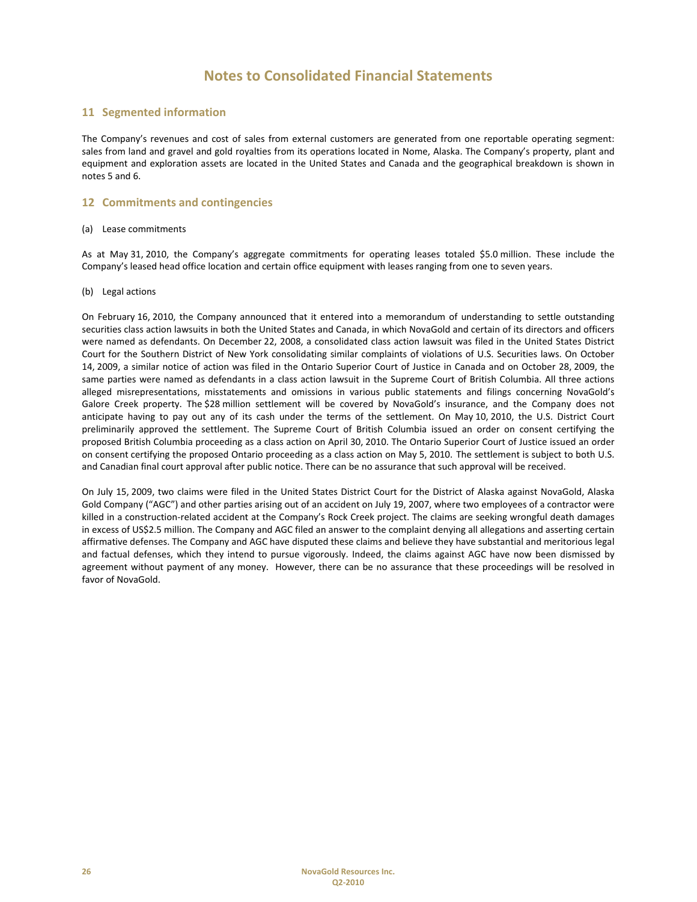# Notes to Consolidated Financial Statements

## 11 Segmented information

The Company's revenues and cost of sales from external customers are generated from one reportable operating segment: sales from land and gravel and gold royalties from its operations located in Nome, Alaska. The Company's property, plant and equipment and exploration assets are located in the United States and Canada and the geographical breakdown is shown in notes 5 and 6.

## 12 Commitments and contingencies

(a) Lease commitments

As at May 31, 2010, the Company's aggregate commitments for operating leases totaled $5.0 million. These include the Company's leased head office location and certain office equipment with leases ranging from one to seven years.

(b) Legal actions

On February 16, 2010, the Company announced that it entered into a memorandum of understanding to settle outstanding securities class action lawsuits in both the United States and Canada, in which NovaGold and certain of its directors and officers were named as defendants. On December 22, 2008, a consolidated class action lawsuit was filed in the United States District Court for the Southern District of New York consolidating similar complaints of violations of U.S. Securities laws. On October 14, 2009, a similar notice of action was filed in the Ontario Superior Court of Justice in Canada and on October 28, 2009, the same parties were named as defendants in a class action lawsuit in the Supreme Court of British Columbia. All three actions alleged misrepresentations, misstatements and omissions in various public statements and filings concerning NovaGold's Galore Creek property. The $28 million settlement will be covered by NovaGold's insurance, and the Company does not anticipate having to pay out any of its cash under the terms of the settlement. On May 10, 2010, the U.S. District Court preliminarily approved the settlement. The Supreme Court of British Columbia issued an order on consent certifying the proposed British Columbia proceeding as a class action on April 30, 2010. The Ontario Superior Court of Justice issued an order on consent certifying the proposed Ontario proceeding as a class action on May 5, 2010. The settlement is subject to both U.S. and Canadian final court approval after public notice. There can be no assurance that such approval will be received.

On July 15, 2009, two claims were filed in the United States District Court for the District of Alaska against NovaGold, Alaska Gold Company ("AGC") and other parties arising out of an accident on July 19, 2007, where two employees of a contractor were killed in a construction-related accident at the Company's Rock Creek project. The claims are seeking wrongful death damages in excess of US$2.5 million. The Company and AGC filed an answer to the complaint denying all allegations and asserting certain affirmative defenses. The Company and AGC have disputed these claims and believe they have substantial and meritorious legal and factual defenses, which they intend to pursue vigorously. Indeed, the claims against AGC have now been dismissed by agreement without payment of any money. However, there can be no assurance that these proceedings will be resolved in favor of NovaGold.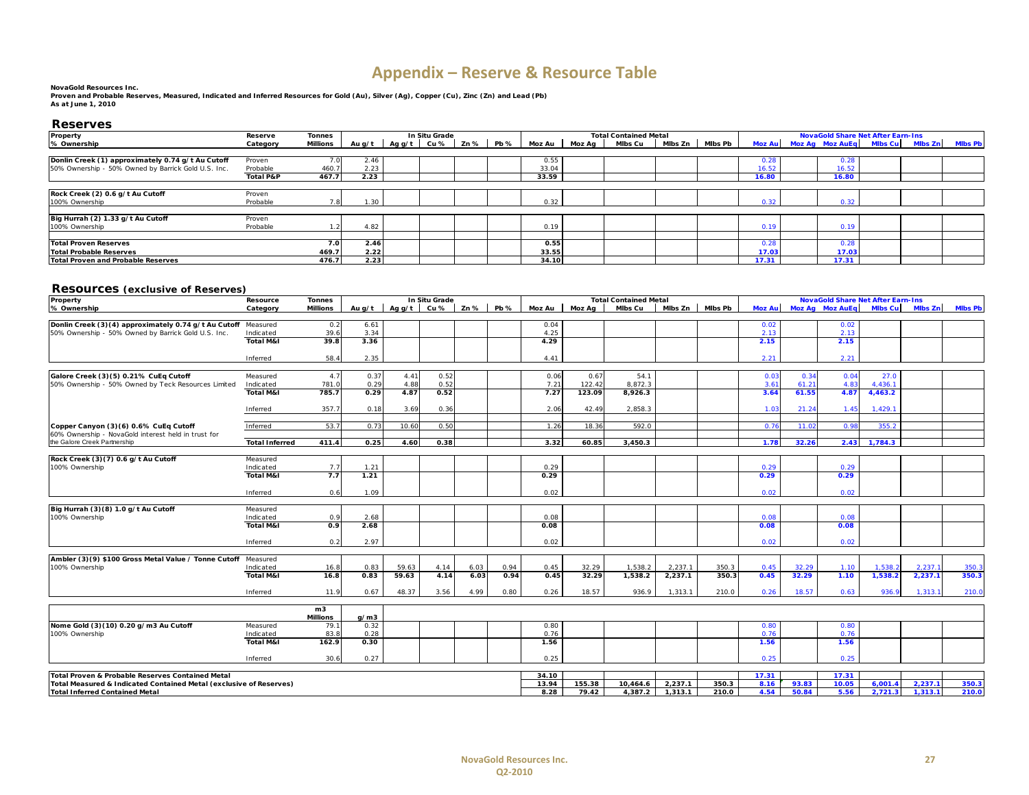# Appendix – Reserve & Resource Table

**NovaGold Resources Inc.**
**Proven and Probable Reserves, Measured, Indicated and Inferred Resources for Gold (Au), Silver (Ag), Copper (Cu), Zinc (Zn) and Lead (Pb)**
**As at June 1, 2010**

## Reserves

| Property | Reserve | Tonnes | In Situ Grade | | | | | Total Contained Metal | | | | | NovaGold Share Net After Earn-Ins | | | | | |
|---|---|---|---|---|---|---|---|---|---|---|---|---|---|---|---|---|---|---|
| % Ownership | Category | Millions | Au g/t | Ag g/t | Cu % | Zn % | Pb % | Moz Au | Moz Ag | Mlbs Cu | Mlbs Zn | Mlbs Pb | Moz Au | Moz Ag | Moz AuEq | Mlbs Cu | Mlbs Zn | Mlbs Pb |
| **Donlin Creek (1) approximately 0.74 g/t Au Cutoff** | Proven | 7.0 | 2.46 | | | | | 0.55 | | | | | 0.28 | | 0.28 | | | |
| 50% Ownership - 50% Owned by Barrick Gold U.S. Inc. | Probable | 460.7 | 2.23 | | | | | 33.04 | | | | | 16.52 | | 16.52 | | | |
| | **Total P&P** | **467.7** | **2.23** | | | | | **33.59** | | | | | **16.80** | | **16.80** | | | |
| **Rock Creek (2) 0.6 g/t Au Cutoff** | Proven | | | | | | | | | | | | | | | | | |
| 100% Ownership | Probable | 7.8 | 1.30 | | | | | 0.32 | | | | | 0.32 | | 0.32 | | | |
| **Big Hurrah (2) 1.33 g/t Au Cutoff** | Proven | | | | | | | | | | | | | | | | | |
| 100% Ownership | Probable | 1.2 | 4.82 | | | | | 0.19 | | | | | 0.19 | | 0.19 | | | |
| **Total Proven Reserves** | | **7.0** | **2.46** | | | | | **0.55** | | | | | 0.28 | | 0.28 | | | |
| **Total Probable Reserves** | | **469.7** | **2.22** | | | | | **33.55** | | | | | **17.03** | | **17.03** | | | |
| **Total Proven and Probable Reserves** | | **476.7** | **2.23** | | | | | **34.10** | | | | | **17.31** | | **17.31** | | | |

## Resources (exclusive of Reserves)

| Property | Resource | Tonnes | In Situ Grade | | | | | Total Contained Metal | | | | | NovaGold Share Net After Earn-Ins | | | | | |
|---|---|---|---|---|---|---|---|---|---|---|---|---|---|---|---|---|---|---|
| % Ownership | Category | Millions | Au g/t | Ag g/t | Cu % | Zn % | Pb % | Moz Au | Moz Ag | Mlbs Cu | Mlbs Zn | Mlbs Pb | Moz Au | Moz Ag | Moz AuEq | Mlbs Cu | Mlbs Zn | Mlbs Pb |
| **Donlin Creek (3)(4) approximately 0.74 g/t Au Cutoff** | Measured | 0.2 | 6.61 | | | | | 0.04 | | | | | 0.02 | | 0.02 | | | |
| 50% Ownership - 50% Owned by Barrick Gold U.S. Inc. | Indicated | 39.6 | 3.34 | | | | | 4.25 | | | | | 2.13 | | 2.13 | | | |
| | **Total M&I** | **39.8** | **3.36** | | | | | **4.29** | | | | | **2.15** | | **2.15** | | | |
| | Inferred | 58.4 | 2.35 | | | | | 4.41 | | | | | 2.21 | | 2.21 | | | |
| **Galore Creek (3)(5) 0.21% CuEq Cutoff** | Measured | 4.7 | 0.37 | 4.41 | 0.52 | | | 0.06 | 0.67 | 54.1 | | | 0.03 | 0.34 | 0.04 | 27.0 | | |
| 50% Ownership - 50% Owned by Teck Resources Limited | Indicated | 781.0 | 0.29 | 4.88 | 0.52 | | | 7.21 | 122.42 | 8,872.3 | | | 3.61 | 61.21 | 4.83 | 4,436.1 | | |
| | **Total M&I** | **785.7** | **0.29** | **4.87** | **0.52** | | | **7.27** | **123.09** | **8,926.3** | | | **3.64** | **61.55** | **4.87** | **4,463.2** | | |
| | Inferred | 357.7 | 0.18 | 3.69 | 0.36 | | | 2.06 | 42.49 | 2,858.3 | | | 1.03 | 21.24 | 1.45 | 1,429.1 | | |
| **Copper Canyon (3)(6) 0.6% CuEq Cutoff** | Inferred | 53.7 | 0.73 | 10.60 | 0.50 | | | 1.26 | 18.36 | 592.0 | | | 0.76 | 11.02 | 0.98 | 355.2 | | |
| 60% Ownership - NovaGold interest held in trust for the Galore Creek Partnership | **Total Inferred** | **411.4** | **0.25** | **4.60** | **0.38** | | | **3.32** | **60.85** | **3,450.3** | | | **1.78** | **32.26** | **2.43** | **1,784.3** | | |
| **Rock Creek (3)(7) 0.6 g/t Au Cutoff** | Measured | | | | | | | | | | | | | | | | | |
| 100% Ownership | Indicated | 7.7 | 1.21 | | | | | 0.29 | | | | | 0.29 | | 0.29 | | | |
| | **Total M&I** | **7.7** | **1.21** | | | | | **0.29** | | | | | **0.29** | | **0.29** | | | |
| | Inferred | 0.6 | 1.09 | | | | | 0.02 | | | | | 0.02 | | 0.02 | | | |
| **Big Hurrah (3)(8) 1.0 g/t Au Cutoff** | Measured | | | | | | | | | | | | | | | | | |
| 100% Ownership | Indicated | 0.9 | 2.68 | | | | | 0.08 | | | | | 0.08 | | 0.08 | | | |
| | **Total M&I** | **0.9** | **2.68** | | | | | **0.08** | | | | | **0.08** | | **0.08** | | | |
| | Inferred | 0.2 | 2.97 | | | | | 0.02 | | | | | 0.02 | | 0.02 | | | |
| **Ambler (3)(9) $100 Gross Metal Value / Tonne Cutoff** | Measured | | | | | | | | | | | | | | | | | |
| 100% Ownership | Indicated | 16.8 | 0.83 | 59.63 | 4.14 | 6.03 | 0.94 | 0.45 | 32.29 | 1,538.2 | 2,237.1 | 350.3 | 0.45 | 32.29 | 1.10 | 1,538.2 | 2,237.1 | 350.3 |
| | **Total M&I** | **16.8** | **0.83** | **59.63** | **4.14** | **6.03** | **0.94** | **0.45** | **32.29** | **1,538.2** | **2,237.1** | **350.3** | **0.45** | **32.29** | **1.10** | **1,538.2** | **2,237.1** | **350.3** |
| | Inferred | 11.9 | 0.67 | 48.37 | 3.56 | 4.99 | 0.80 | 0.26 | 18.57 | 936.9 | 1,313.1 | 210.0 | 0.26 | 18.57 | 0.63 | 936.9 | 1,313.1 | 210.0 |
| | | **m3 Millions** | **g/m3** | | | | | | | | | | | | | | | |
| **Nome Gold (3)(10) 0.20 g/m3 Au Cutoff** | Measured | 79.1 | 0.32 | | | | | 0.80 | | | | | 0.80 | | 0.80 | | | |
| 100% Ownership | Indicated | 83.8 | 0.28 | | | | | 0.76 | | | | | 0.76 | | 0.76 | | | |
| | **Total M&I** | **162.9** | **0.30** | | | | | **1.56** | | | | | **1.56** | | **1.56** | | | |
| | Inferred | 30.6 | 0.27 | | | | | 0.25 | | | | | 0.25 | | 0.25 | | | |
| **Total Proven & Probable Reserves Contained Metal** | | | | | | | | **34.10** | | | | | **17.31** | | **17.31** | | | |
| **Total Measured & Indicated Contained Metal (exclusive of Reserves)** | | | | | | | | **13.94** | **155.38** | **10,464.6** | **2,237.1** | **350.3** | **8.16** | **93.83** | **10.05** | **6,001.4** | **2,237.1** | **350.3** |
| **Total Inferred Contained Metal** | | | | | | | | **8.28** | **79.42** | **4,387.2** | **1,313.1** | **210.0** | **4.54** | **50.84** | **5.56** | **2,721.3** | **1,313.1** | **210.0** |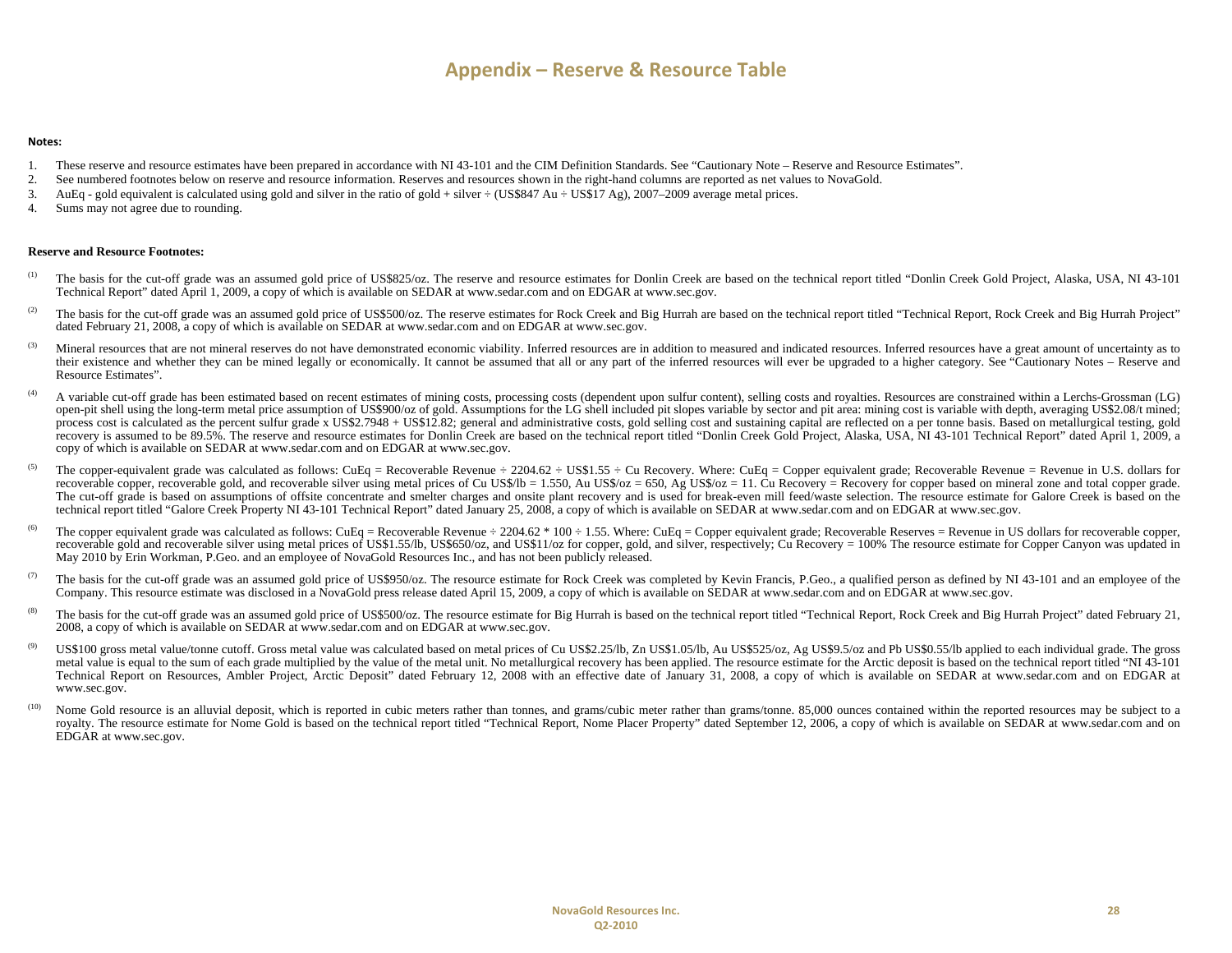# Appendix – Reserve & Resource Table

**Notes:**

1. These reserve and resource estimates have been prepared in accordance with NI 43-101 and the CIM Definition Standards. See "Cautionary Note – Reserve and Resource Estimates".
2. See numbered footnotes below on reserve and resource information. Reserves and resources shown in the right-hand columns are reported as net values to NovaGold.
3. AuEq - gold equivalent is calculated using gold and silver in the ratio of gold + silver ÷ (US$847 Au ÷ US$17 Ag), 2007–2009 average metal prices.
4. Sums may not agree due to rounding.

**Reserve and Resource Footnotes:**

(1) The basis for the cut-off grade was an assumed gold price of US$825/oz. The reserve and resource estimates for Donlin Creek are based on the technical report titled "Donlin Creek Gold Project, Alaska, USA, NI 43-101 Technical Report" dated April 1, 2009, a copy of which is available on SEDAR at www.sedar.com and on EDGAR at www.sec.gov.

(2) The basis for the cut-off grade was an assumed gold price of US$500/oz. The reserve estimates for Rock Creek and Big Hurrah are based on the technical report titled "Technical Report, Rock Creek and Big Hurrah Project" dated February 21, 2008, a copy of which is available on SEDAR at www.sedar.com and on EDGAR at www.sec.gov.

(3) Mineral resources that are not mineral reserves do not have demonstrated economic viability. Inferred resources are in addition to measured and indicated resources. Inferred resources have a great amount of uncertainty as to their existence and whether they can be mined legally or economically. It cannot be assumed that all or any part of the inferred resources will ever be upgraded to a higher category. See "Cautionary Notes – Reserve and Resource Estimates".

(4) A variable cut-off grade has been estimated based on recent estimates of mining costs, processing costs (dependent upon sulfur content), selling costs and royalties. Resources are constrained within a Lerchs-Grossman (LG) open-pit shell using the long-term metal price assumption of US$900/oz of gold. Assumptions for the LG shell included pit slopes variable by sector and pit area: mining cost is variable with depth, averaging US$2.08/t mined; process cost is calculated as the percent sulfur grade x US$2.7948 + US$12.82; general and administrative costs, gold selling cost and sustaining capital are reflected on a per tonne basis. Based on metallurgical testing, gold recovery is assumed to be 89.5%. The reserve and resource estimates for Donlin Creek are based on the technical report titled "Donlin Creek Gold Project, Alaska, USA, NI 43-101 Technical Report" dated April 1, 2009, a copy of which is available on SEDAR at www.sedar.com and on EDGAR at www.sec.gov.

(5) The copper-equivalent grade was calculated as follows: CuEq = Recoverable Revenue ÷ 2204.62 ÷ US$1.55 ÷ Cu Recovery. Where: CuEq = Copper equivalent grade; Recoverable Revenue = Revenue in U.S. dollars for recoverable copper, recoverable gold, and recoverable silver using metal prices of Cu US$/lb = 1.550, Au US$/oz = 650, Ag US$/oz = 11. Cu Recovery = Recovery for copper based on mineral zone and total copper grade. The cut-off grade is based on assumptions of offsite concentrate and smelter charges and onsite plant recovery and is used for break-even mill feed/waste selection. The resource estimate for Galore Creek is based on the technical report titled "Galore Creek Property NI 43-101 Technical Report" dated January 25, 2008, a copy of which is available on SEDAR at www.sedar.com and on EDGAR at www.sec.gov.

(6) The copper equivalent grade was calculated as follows: CuEq = Recoverable Revenue ÷ 2204.62 * 100 ÷ 1.55. Where: CuEq = Copper equivalent grade; Recoverable Reserves = Revenue in US dollars for recoverable copper, recoverable gold and recoverable silver using metal prices of US$1.55/lb, US$650/oz, and US$11/oz for copper, gold, and silver, respectively; Cu Recovery = 100% The resource estimate for Copper Canyon was updated in May 2010 by Erin Workman, P.Geo. and an employee of NovaGold Resources Inc., and has not been publicly released.

(7) The basis for the cut-off grade was an assumed gold price of US$950/oz. The resource estimate for Rock Creek was completed by Kevin Francis, P.Geo., a qualified person as defined by NI 43-101 and an employee of the Company. This resource estimate was disclosed in a NovaGold press release dated April 15, 2009, a copy of which is available on SEDAR at www.sedar.com and on EDGAR at www.sec.gov.

(8) The basis for the cut-off grade was an assumed gold price of US$500/oz. The resource estimate for Big Hurrah is based on the technical report titled "Technical Report, Rock Creek and Big Hurrah Project" dated February 21, 2008, a copy of which is available on SEDAR at www.sedar.com and on EDGAR at www.sec.gov.

(9) US$100 gross metal value/tonne cutoff. Gross metal value was calculated based on metal prices of Cu US$2.25/lb, Zn US$1.05/lb, Au US$525/oz, Ag US$9.5/oz and Pb US$0.55/lb applied to each individual grade. The gross metal value is equal to the sum of each grade multiplied by the value of the metal unit. No metallurgical recovery has been applied. The resource estimate for the Arctic deposit is based on the technical report titled "NI 43-101 Technical Report on Resources, Ambler Project, Arctic Deposit" dated February 12, 2008 with an effective date of January 31, 2008, a copy of which is available on SEDAR at www.sedar.com and on EDGAR at www.sec.gov.

(10) Nome Gold resource is an alluvial deposit, which is reported in cubic meters rather than tonnes, and grams/cubic meter rather than grams/tonne. 85,000 ounces contained within the reported resources may be subject to a royalty. The resource estimate for Nome Gold is based on the technical report titled "Technical Report, Nome Placer Property" dated September 12, 2006, a copy of which is available on SEDAR at www.sedar.com and on EDGAR at www.sec.gov.